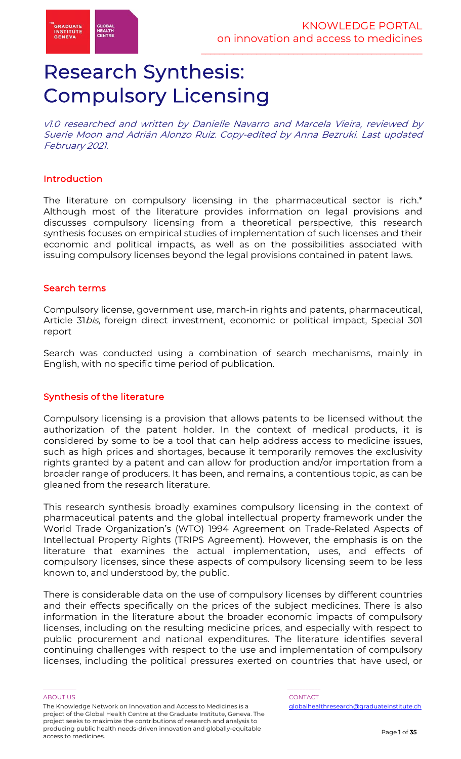# Research Synthesis: Compulsory Licensing

*v1.0 researched and written by Danielle Navarro and Marcela Vieira, reviewed by Suerie Moon and Adrián Alonzo Ruiz. Copy-edited by Anna Bezruki. Last updated February 2021.*

## Introduction

The literature on compulsory licensing in the pharmaceutical sector is rich.* Although most of the literature provides information on legal provisions and discusses compulsory licensing from a theoretical perspective, this research synthesis focuses on empirical studies of implementation of such licenses and their economic and political impacts, as well as on the possibilities associated with issuing compulsory licenses beyond the legal provisions contained in patent laws.

## Search terms

Compulsory license, government use, march-in rights and patents, pharmaceutical, Article 31*bis*, foreign direct investment, economic or political impact, Special 301 report

Search was conducted using a combination of search mechanisms, mainly in English, with no specific time period of publication.

## Synthesis of the literature

Compulsory licensing is a provision that allows patents to be licensed without the authorization of the patent holder. In the context of medical products, it is considered by some to be a tool that can help address access to medicine issues, such as high prices and shortages, because it temporarily removes the exclusivity rights granted by a patent and can allow for production and/or importation from a broader range of producers. It has been, and remains, a contentious topic, as can be gleaned from the research literature.

This research synthesis broadly examines compulsory licensing in the context of pharmaceutical patents and the global intellectual property framework under the World Trade Organization's (WTO) 1994 Agreement on Trade-Related Aspects of Intellectual Property Rights (TRIPS Agreement). However, the emphasis is on the literature that examines the actual implementation, uses, and effects of compulsory licenses, since these aspects of compulsory licensing seem to be less known to, and understood by, the public.

There is considerable data on the use of compulsory licenses by different countries and their effects specifically on the prices of the subject medicines. There is also information in the literature about the broader economic impacts of compulsory licenses, including on the resulting medicine prices, and especially with respect to public procurement and national expenditures. The literature identifies several continuing challenges with respect to the use and implementation of compulsory licenses, including the political pressures exerted on countries that have used, or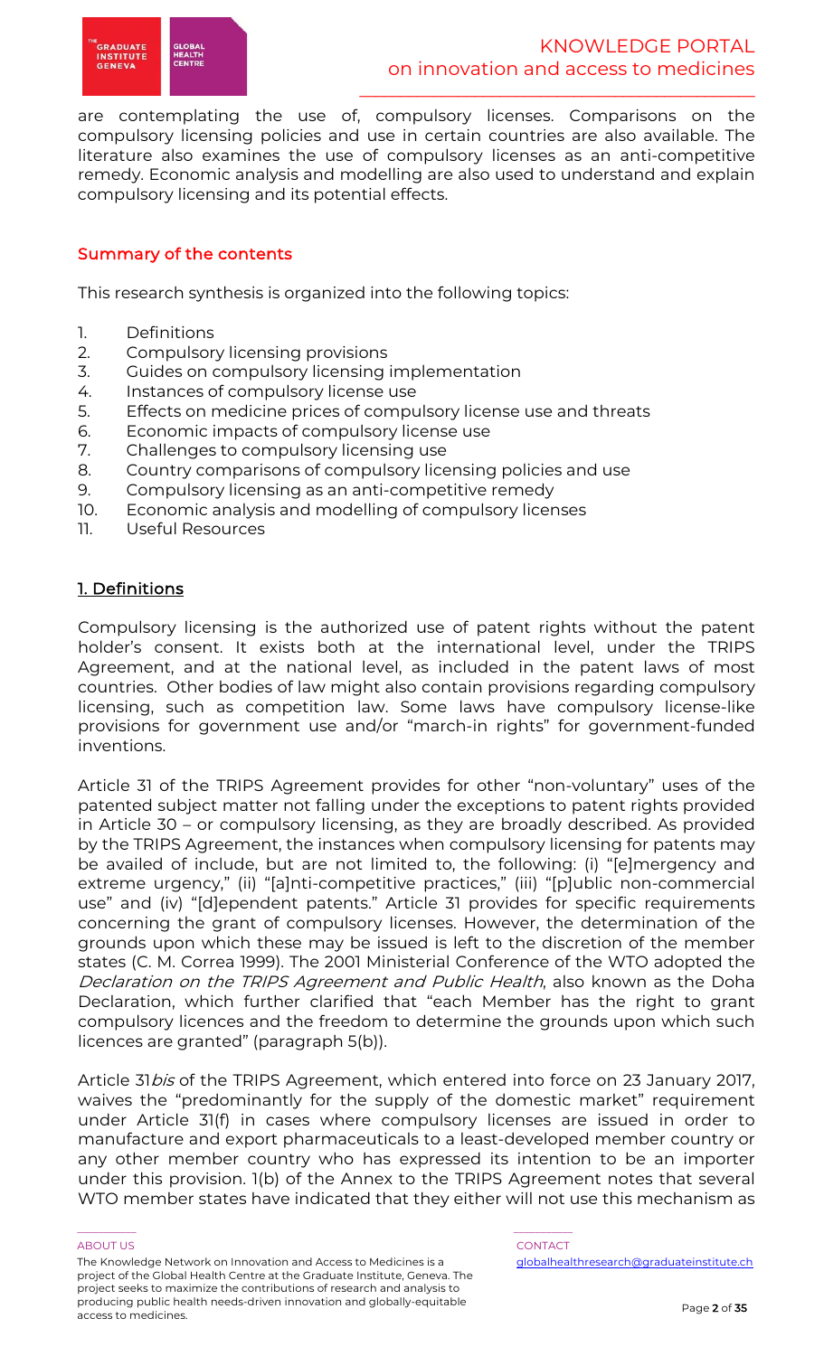are contemplating the use of, compulsory licenses. Comparisons on the compulsory licensing policies and use in certain countries are also available. The literature also examines the use of compulsory licenses as an anti-competitive remedy. Economic analysis and modelling are also used to understand and explain compulsory licensing and its potential effects.

## Summary of the contents

This research synthesis is organized into the following topics:

1. Definitions
2. Compulsory licensing provisions
3. Guides on compulsory licensing implementation
4. Instances of compulsory license use
5. Effects on medicine prices of compulsory license use and threats
6. Economic impacts of compulsory license use
7. Challenges to compulsory licensing use
8. Country comparisons of compulsory licensing policies and use
9. Compulsory licensing as an anti-competitive remedy
10. Economic analysis and modelling of compulsory licenses
11. Useful Resources

## 1. Definitions

Compulsory licensing is the authorized use of patent rights without the patent holder's consent. It exists both at the international level, under the TRIPS Agreement, and at the national level, as included in the patent laws of most countries. Other bodies of law might also contain provisions regarding compulsory licensing, such as competition law. Some laws have compulsory license-like provisions for government use and/or "march-in rights" for government-funded inventions.

Article 31 of the TRIPS Agreement provides for other "non-voluntary" uses of the patented subject matter not falling under the exceptions to patent rights provided in Article 30 – or compulsory licensing, as they are broadly described. As provided by the TRIPS Agreement, the instances when compulsory licensing for patents may be availed of include, but are not limited to, the following: (i) "[e]mergency and extreme urgency," (ii) "[a]nti-competitive practices," (iii) "[p]ublic non-commercial use" and (iv) "[d]ependent patents." Article 31 provides for specific requirements concerning the grant of compulsory licenses. However, the determination of the grounds upon which these may be issued is left to the discretion of the member states (C. M. Correa 1999). The 2001 Ministerial Conference of the WTO adopted the *Declaration on the TRIPS Agreement and Public Health*, also known as the Doha Declaration, which further clarified that "each Member has the right to grant compulsory licences and the freedom to determine the grounds upon which such licences are granted" (paragraph 5(b)).

Article 31*bis* of the TRIPS Agreement, which entered into force on 23 January 2017, waives the "predominantly for the supply of the domestic market" requirement under Article 31(f) in cases where compulsory licenses are issued in order to manufacture and export pharmaceuticals to a least-developed member country or any other member country who has expressed its intention to be an importer under this provision. 1(b) of the Annex to the TRIPS Agreement notes that several WTO member states have indicated that they either will not use this mechanism as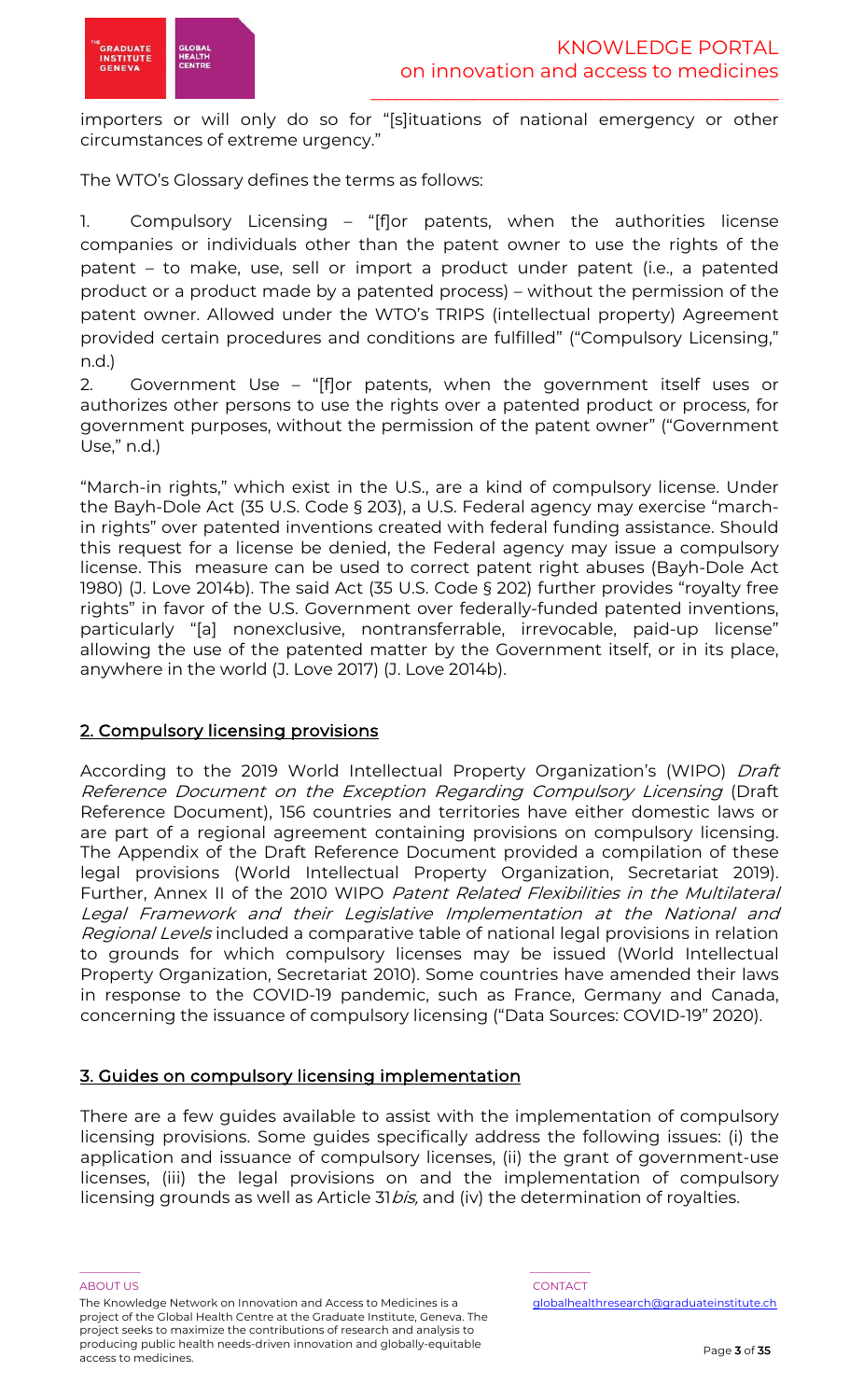importers or will only do so for "[s]ituations of national emergency or other circumstances of extreme urgency."

The WTO's Glossary defines the terms as follows:

1. Compulsory Licensing – "[f]or patents, when the authorities license companies or individuals other than the patent owner to use the rights of the patent – to make, use, sell or import a product under patent (i.e., a patented product or a product made by a patented process) – without the permission of the patent owner. Allowed under the WTO's TRIPS (intellectual property) Agreement provided certain procedures and conditions are fulfilled" ("Compulsory Licensing," n.d.)
2. Government Use – "[f]or patents, when the government itself uses or authorizes other persons to use the rights over a patented product or process, for government purposes, without the permission of the patent owner" ("Government Use," n.d.)

"March-in rights," which exist in the U.S., are a kind of compulsory license. Under the Bayh-Dole Act (35 U.S. Code § 203), a U.S. Federal agency may exercise "march-in rights" over patented inventions created with federal funding assistance. Should this request for a license be denied, the Federal agency may issue a compulsory license. This measure can be used to correct patent right abuses (Bayh-Dole Act 1980) (J. Love 2014b). The said Act (35 U.S. Code § 202) further provides "royalty free rights" in favor of the U.S. Government over federally-funded patented inventions, particularly "[a] nonexclusive, nontransferrable, irrevocable, paid-up license" allowing the use of the patented matter by the Government itself, or in its place, anywhere in the world (J. Love 2017) (J. Love 2014b).

## 2. Compulsory licensing provisions

According to the 2019 World Intellectual Property Organization's (WIPO) *Draft Reference Document on the Exception Regarding Compulsory Licensing* (Draft Reference Document), 156 countries and territories have either domestic laws or are part of a regional agreement containing provisions on compulsory licensing. The Appendix of the Draft Reference Document provided a compilation of these legal provisions (World Intellectual Property Organization, Secretariat 2019). Further, Annex II of the 2010 WIPO *Patent Related Flexibilities in the Multilateral Legal Framework and their Legislative Implementation at the National and Regional Levels* included a comparative table of national legal provisions in relation to grounds for which compulsory licenses may be issued (World Intellectual Property Organization, Secretariat 2010). Some countries have amended their laws in response to the COVID-19 pandemic, such as France, Germany and Canada, concerning the issuance of compulsory licensing ("Data Sources: COVID-19" 2020).

## 3. Guides on compulsory licensing implementation

There are a few guides available to assist with the implementation of compulsory licensing provisions. Some guides specifically address the following issues: (i) the application and issuance of compulsory licenses, (ii) the grant of government-use licenses, (iii) the legal provisions on and the implementation of compulsory licensing grounds as well as Article 31*bis,* and (iv) the determination of royalties.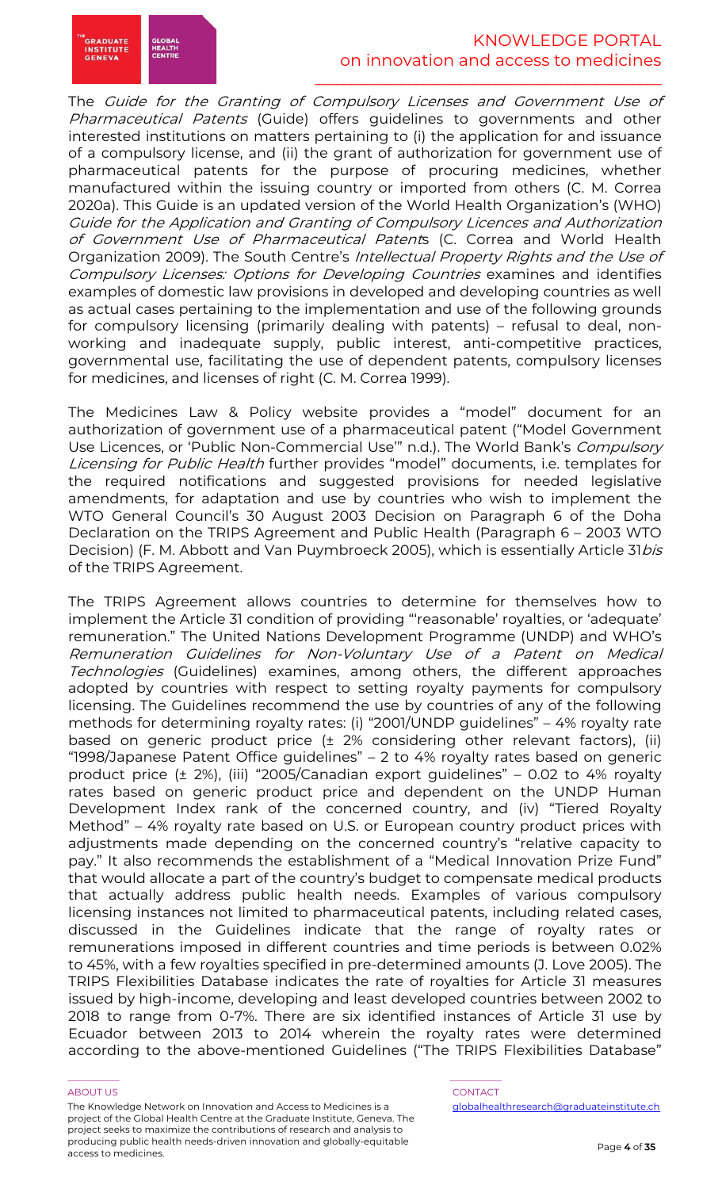The *Guide for the Granting of Compulsory Licenses and Government Use of Pharmaceutical Patents* (Guide) offers guidelines to governments and other interested institutions on matters pertaining to (i) the application for and issuance of a compulsory license, and (ii) the grant of authorization for government use of pharmaceutical patents for the purpose of procuring medicines, whether manufactured within the issuing country or imported from others (C. M. Correa 2020a). This Guide is an updated version of the World Health Organization's (WHO) *Guide for the Application and Granting of Compulsory Licences and Authorization of Government Use of Pharmaceutical Patents* (C. Correa and World Health Organization 2009). The South Centre's *Intellectual Property Rights and the Use of Compulsory Licenses: Options for Developing Countries* examines and identifies examples of domestic law provisions in developed and developing countries as well as actual cases pertaining to the implementation and use of the following grounds for compulsory licensing (primarily dealing with patents) – refusal to deal, non-working and inadequate supply, public interest, anti-competitive practices, governmental use, facilitating the use of dependent patents, compulsory licenses for medicines, and licenses of right (C. M. Correa 1999).

The Medicines Law & Policy website provides a "model" document for an authorization of government use of a pharmaceutical patent ("Model Government Use Licences, or 'Public Non-Commercial Use'" n.d.). The World Bank's *Compulsory Licensing for Public Health* further provides "model" documents, i.e. templates for the required notifications and suggested provisions for needed legislative amendments, for adaptation and use by countries who wish to implement the WTO General Council's 30 August 2003 Decision on Paragraph 6 of the Doha Declaration on the TRIPS Agreement and Public Health (Paragraph 6 – 2003 WTO Decision) (F. M. Abbott and Van Puymbroeck 2005), which is essentially Article 31*bis* of the TRIPS Agreement.

The TRIPS Agreement allows countries to determine for themselves how to implement the Article 31 condition of providing "'reasonable' royalties, or 'adequate' remuneration." The United Nations Development Programme (UNDP) and WHO's *Remuneration Guidelines for Non-Voluntary Use of a Patent on Medical Technologies* (Guidelines) examines, among others, the different approaches adopted by countries with respect to setting royalty payments for compulsory licensing. The Guidelines recommend the use by countries of any of the following methods for determining royalty rates: (i) "2001/UNDP guidelines" – 4% royalty rate based on generic product price (± 2% considering other relevant factors), (ii) "1998/Japanese Patent Office guidelines" – 2 to 4% royalty rates based on generic product price (± 2%), (iii) "2005/Canadian export guidelines" – 0.02 to 4% royalty rates based on generic product price and dependent on the UNDP Human Development Index rank of the concerned country, and (iv) "Tiered Royalty Method" – 4% royalty rate based on U.S. or European country product prices with adjustments made depending on the concerned country's "relative capacity to pay." It also recommends the establishment of a "Medical Innovation Prize Fund" that would allocate a part of the country's budget to compensate medical products that actually address public health needs. Examples of various compulsory licensing instances not limited to pharmaceutical patents, including related cases, discussed in the Guidelines indicate that the range of royalty rates or remunerations imposed in different countries and time periods is between 0.02% to 45%, with a few royalties specified in pre-determined amounts (J. Love 2005). The TRIPS Flexibilities Database indicates the rate of royalties for Article 31 measures issued by high-income, developing and least developed countries between 2002 to 2018 to range from 0-7%. There are six identified instances of Article 31 use by Ecuador between 2013 to 2014 wherein the royalty rates were determined according to the above-mentioned Guidelines ("The TRIPS Flexibilities Database"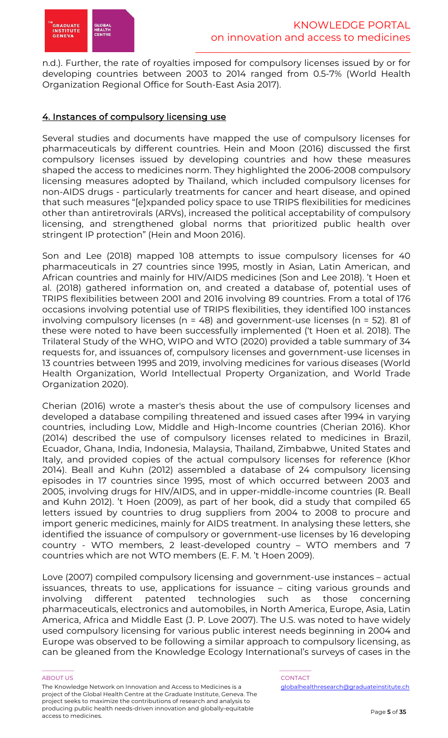n.d.). Further, the rate of royalties imposed for compulsory licenses issued by or for developing countries between 2003 to 2014 ranged from 0.5-7% (World Health Organization Regional Office for South-East Asia 2017).

## 4. Instances of compulsory licensing use

Several studies and documents have mapped the use of compulsory licenses for pharmaceuticals by different countries. Hein and Moon (2016) discussed the first compulsory licenses issued by developing countries and how these measures shaped the access to medicines norm. They highlighted the 2006-2008 compulsory licensing measures adopted by Thailand, which included compulsory licenses for non-AIDS drugs - particularly treatments for cancer and heart disease, and opined that such measures "[e]xpanded policy space to use TRIPS flexibilities for medicines other than antiretrovirals (ARVs), increased the political acceptability of compulsory licensing, and strengthened global norms that prioritized public health over stringent IP protection" (Hein and Moon 2016).

Son and Lee (2018) mapped 108 attempts to issue compulsory licenses for 40 pharmaceuticals in 27 countries since 1995, mostly in Asian, Latin American, and African countries and mainly for HIV/AIDS medicines (Son and Lee 2018). 't Hoen et al. (2018) gathered information on, and created a database of, potential uses of TRIPS flexibilities between 2001 and 2016 involving 89 countries. From a total of 176 occasions involving potential use of TRIPS flexibilities, they identified 100 instances involving compulsory licenses (n = 48) and government-use licenses (n = 52). 81 of these were noted to have been successfully implemented ('t Hoen et al. 2018). The Trilateral Study of the WHO, WIPO and WTO (2020) provided a table summary of 34 requests for, and issuances of, compulsory licenses and government-use licenses in 13 countries between 1995 and 2019, involving medicines for various diseases (World Health Organization, World Intellectual Property Organization, and World Trade Organization 2020).

Cherian (2016) wrote a master's thesis about the use of compulsory licenses and developed a database compiling threatened and issued cases after 1994 in varying countries, including Low, Middle and High-Income countries (Cherian 2016). Khor (2014) described the use of compulsory licenses related to medicines in Brazil, Ecuador, Ghana, India, Indonesia, Malaysia, Thailand, Zimbabwe, United States and Italy, and provided copies of the actual compulsory licenses for reference (Khor 2014). Beall and Kuhn (2012) assembled a database of 24 compulsory licensing episodes in 17 countries since 1995, most of which occurred between 2003 and 2005, involving drugs for HIV/AIDS, and in upper-middle-income countries (R. Beall and Kuhn 2012). 't Hoen (2009), as part of her book, did a study that compiled 65 letters issued by countries to drug suppliers from 2004 to 2008 to procure and import generic medicines, mainly for AIDS treatment. In analysing these letters, she identified the issuance of compulsory or government-use licenses by 16 developing country - WTO members, 2 least-developed country – WTO members and 7 countries which are not WTO members (E. F. M. 't Hoen 2009).

Love (2007) compiled compulsory licensing and government-use instances – actual issuances, threats to use, applications for issuance – citing various grounds and involving different patented technologies such as those concerning pharmaceuticals, electronics and automobiles, in North America, Europe, Asia, Latin America, Africa and Middle East (J. P. Love 2007). The U.S. was noted to have widely used compulsory licensing for various public interest needs beginning in 2004 and Europe was observed to be following a similar approach to compulsory licensing, as can be gleaned from the Knowledge Ecology International's surveys of cases in the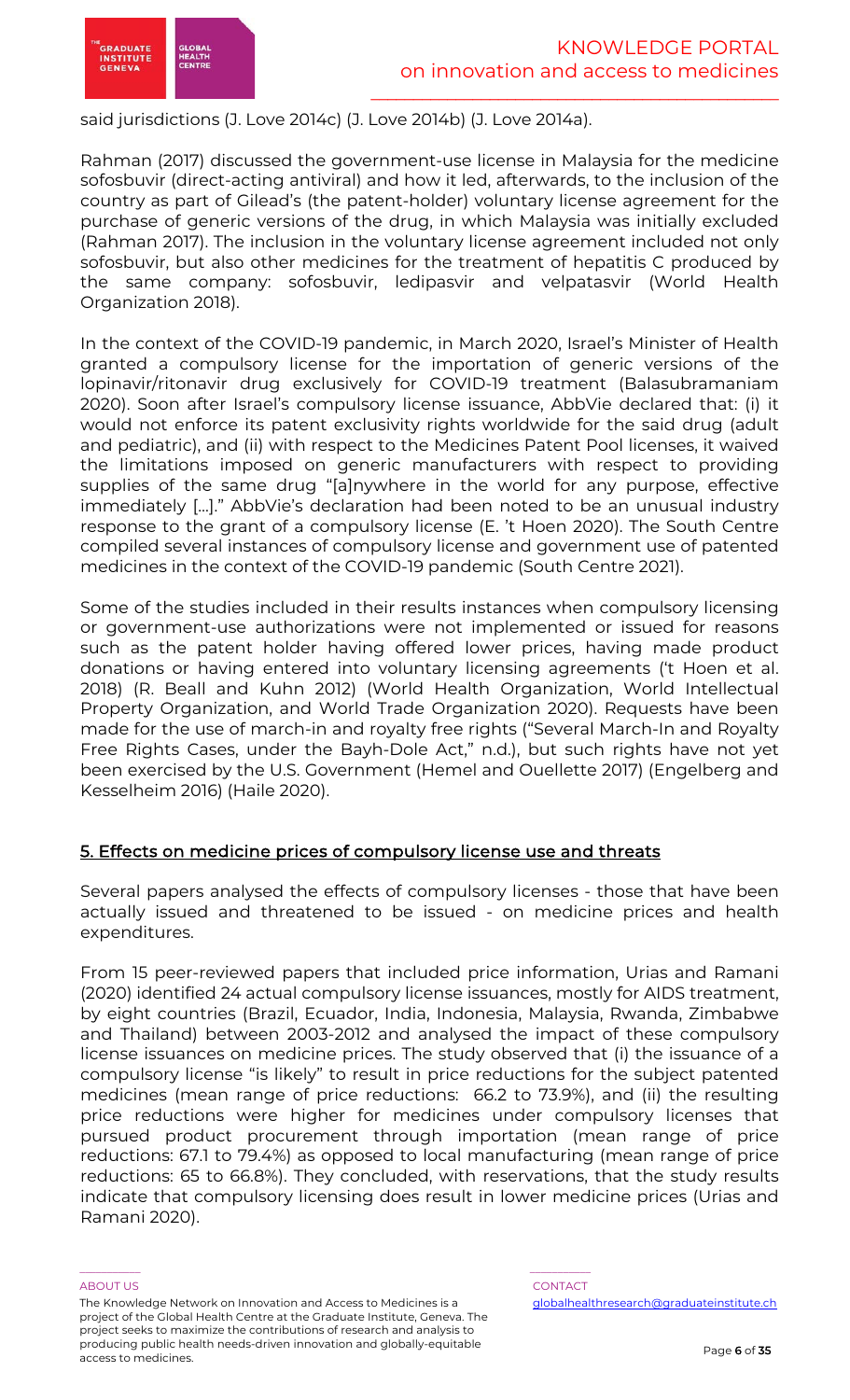said jurisdictions (J. Love 2014c) (J. Love 2014b) (J. Love 2014a).

Rahman (2017) discussed the government-use license in Malaysia for the medicine sofosbuvir (direct-acting antiviral) and how it led, afterwards, to the inclusion of the country as part of Gilead's (the patent-holder) voluntary license agreement for the purchase of generic versions of the drug, in which Malaysia was initially excluded (Rahman 2017). The inclusion in the voluntary license agreement included not only sofosbuvir, but also other medicines for the treatment of hepatitis C produced by the same company: sofosbuvir, ledipasvir and velpatasvir (World Health Organization 2018).

In the context of the COVID-19 pandemic, in March 2020, Israel's Minister of Health granted a compulsory license for the importation of generic versions of the lopinavir/ritonavir drug exclusively for COVID-19 treatment (Balasubramaniam 2020). Soon after Israel's compulsory license issuance, AbbVie declared that: (i) it would not enforce its patent exclusivity rights worldwide for the said drug (adult and pediatric), and (ii) with respect to the Medicines Patent Pool licenses, it waived the limitations imposed on generic manufacturers with respect to providing supplies of the same drug "[a]nywhere in the world for any purpose, effective immediately […]." AbbVie's declaration had been noted to be an unusual industry response to the grant of a compulsory license (E. 't Hoen 2020). The South Centre compiled several instances of compulsory license and government use of patented medicines in the context of the COVID-19 pandemic (South Centre 2021).

Some of the studies included in their results instances when compulsory licensing or government-use authorizations were not implemented or issued for reasons such as the patent holder having offered lower prices, having made product donations or having entered into voluntary licensing agreements ('t Hoen et al. 2018) (R. Beall and Kuhn 2012) (World Health Organization, World Intellectual Property Organization, and World Trade Organization 2020). Requests have been made for the use of march-in and royalty free rights ("Several March-In and Royalty Free Rights Cases, under the Bayh-Dole Act," n.d.), but such rights have not yet been exercised by the U.S. Government (Hemel and Ouellette 2017) (Engelberg and Kesselheim 2016) (Haile 2020).

## 5. Effects on medicine prices of compulsory license use and threats

Several papers analysed the effects of compulsory licenses - those that have been actually issued and threatened to be issued - on medicine prices and health expenditures.

From 15 peer-reviewed papers that included price information, Urias and Ramani (2020) identified 24 actual compulsory license issuances, mostly for AIDS treatment, by eight countries (Brazil, Ecuador, India, Indonesia, Malaysia, Rwanda, Zimbabwe and Thailand) between 2003-2012 and analysed the impact of these compulsory license issuances on medicine prices. The study observed that (i) the issuance of a compulsory license "is likely" to result in price reductions for the subject patented medicines (mean range of price reductions: 66.2 to 73.9%), and (ii) the resulting price reductions were higher for medicines under compulsory licenses that pursued product procurement through importation (mean range of price reductions: 67.1 to 79.4%) as opposed to local manufacturing (mean range of price reductions: 65 to 66.8%). They concluded, with reservations, that the study results indicate that compulsory licensing does result in lower medicine prices (Urias and Ramani 2020).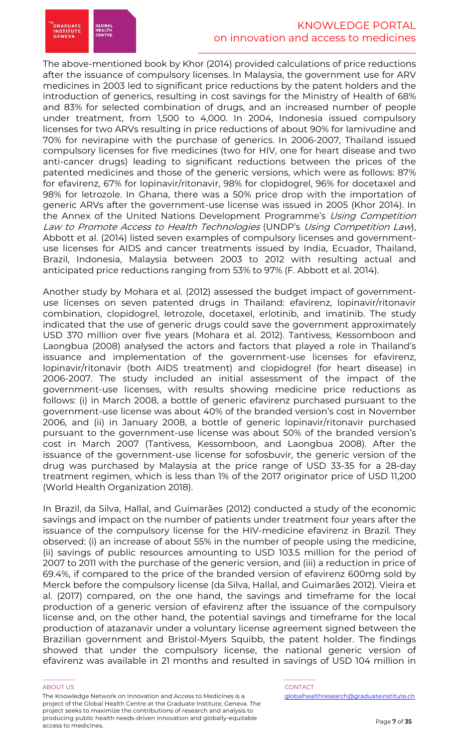The above-mentioned book by Khor (2014) provided calculations of price reductions after the issuance of compulsory licenses. In Malaysia, the government use for ARV medicines in 2003 led to significant price reductions by the patent holders and the introduction of generics, resulting in cost savings for the Ministry of Health of 68% and 83% for selected combination of drugs, and an increased number of people under treatment, from 1,500 to 4,000. In 2004, Indonesia issued compulsory licenses for two ARVs resulting in price reductions of about 90% for lamivudine and 70% for nevirapine with the purchase of generics. In 2006-2007, Thailand issued compulsory licenses for five medicines (two for HIV, one for heart disease and two anti-cancer drugs) leading to significant reductions between the prices of the patented medicines and those of the generic versions, which were as follows: 87% for efavirenz, 67% for lopinavir/ritonavir, 98% for clopidogrel, 96% for docetaxel and 98% for letrozole. In Ghana, there was a 50% price drop with the importation of generic ARVs after the government-use license was issued in 2005 (Khor 2014). In the Annex of the United Nations Development Programme's *Using Competition Law to Promote Access to Health Technologies* (UNDP's *Using Competition Law*), Abbott et al. (2014) listed seven examples of compulsory licenses and government-use licenses for AIDS and cancer treatments issued by India, Ecuador, Thailand, Brazil, Indonesia, Malaysia between 2003 to 2012 with resulting actual and anticipated price reductions ranging from 53% to 97% (F. Abbott et al. 2014).

Another study by Mohara et al. (2012) assessed the budget impact of government-use licenses on seven patented drugs in Thailand: efavirenz, lopinavir/ritonavir combination, clopidogrel, letrozole, docetaxel, erlotinib, and imatinib. The study indicated that the use of generic drugs could save the government approximately USD 370 million over five years (Mohara et al. 2012). Tantivess, Kessomboon and Laongbua (2008) analysed the actors and factors that played a role in Thailand's issuance and implementation of the government-use licenses for efavirenz, lopinavir/ritonavir (both AIDS treatment) and clopidogrel (for heart disease) in 2006-2007. The study included an initial assessment of the impact of the government-use licenses, with results showing medicine price reductions as follows: (i) in March 2008, a bottle of generic efavirenz purchased pursuant to the government-use license was about 40% of the branded version's cost in November 2006, and (ii) in January 2008, a bottle of generic lopinavir/ritonavir purchased pursuant to the government-use license was about 50% of the branded version's cost in March 2007 (Tantivess, Kessomboon, and Laongbua 2008). After the issuance of the government-use license for sofosbuvir, the generic version of the drug was purchased by Malaysia at the price range of USD 33-35 for a 28-day treatment regimen, which is less than 1% of the 2017 originator price of USD 11,200 (World Health Organization 2018).

In Brazil, da Silva, Hallal, and Guimarães (2012) conducted a study of the economic savings and impact on the number of patients under treatment four years after the issuance of the compulsory license for the HIV-medicine efavirenz in Brazil. They observed: (i) an increase of about 55% in the number of people using the medicine, (ii) savings of public resources amounting to USD 103.5 million for the period of 2007 to 2011 with the purchase of the generic version, and (iii) a reduction in price of 69.4%, if compared to the price of the branded version of efavirenz 600mg sold by Merck before the compulsory license (da Silva, Hallal, and Guimarães 2012). Vieira et al. (2017) compared, on the one hand, the savings and timeframe for the local production of a generic version of efavirenz after the issuance of the compulsory license and, on the other hand, the potential savings and timeframe for the local production of atazanavir under a voluntary license agreement signed between the Brazilian government and Bristol-Myers Squibb, the patent holder. The findings showed that under the compulsory license, the national generic version of efavirenz was available in 21 months and resulted in savings of USD 104 million in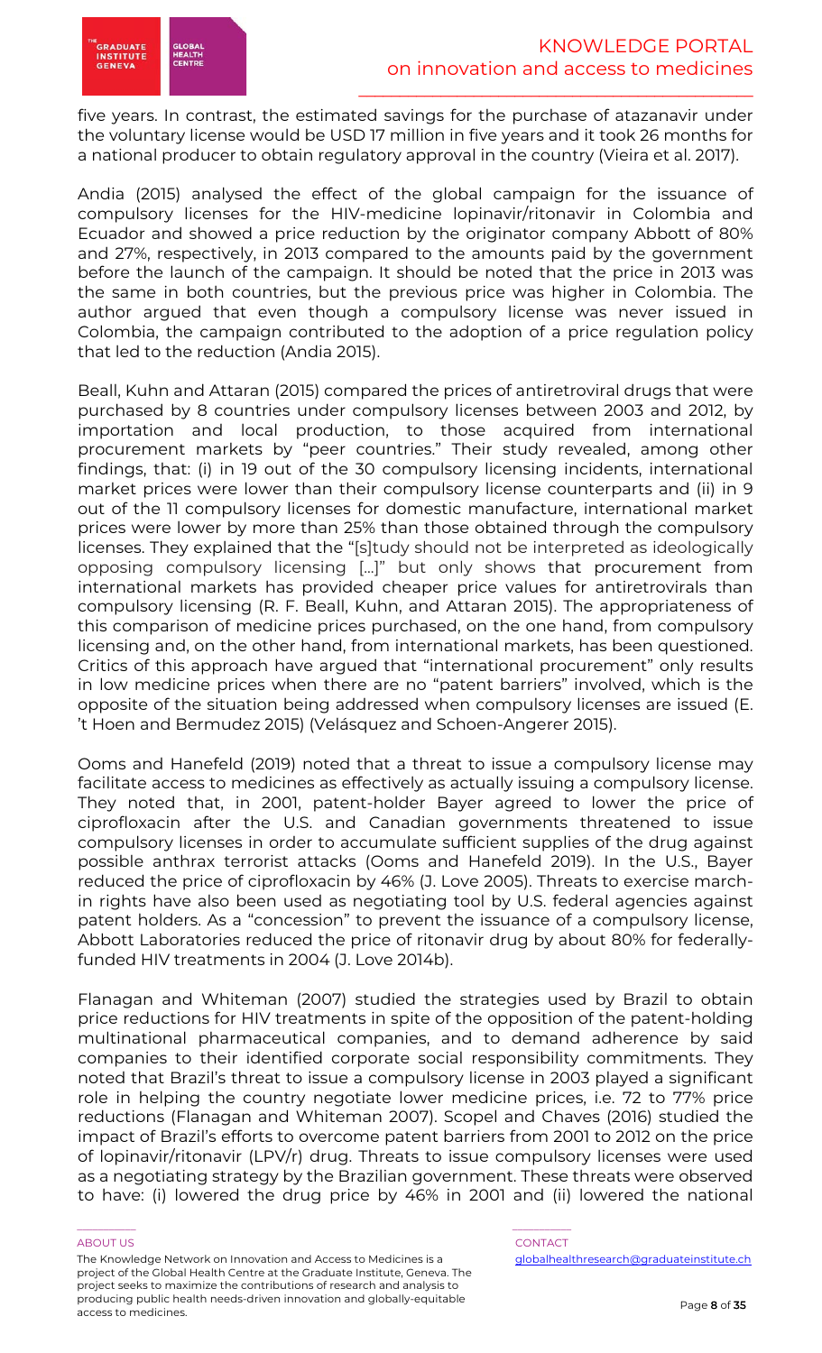five years. In contrast, the estimated savings for the purchase of atazanavir under the voluntary license would be USD 17 million in five years and it took 26 months for a national producer to obtain regulatory approval in the country (Vieira et al. 2017).

Andia (2015) analysed the effect of the global campaign for the issuance of compulsory licenses for the HIV-medicine lopinavir/ritonavir in Colombia and Ecuador and showed a price reduction by the originator company Abbott of 80% and 27%, respectively, in 2013 compared to the amounts paid by the government before the launch of the campaign. It should be noted that the price in 2013 was the same in both countries, but the previous price was higher in Colombia. The author argued that even though a compulsory license was never issued in Colombia, the campaign contributed to the adoption of a price regulation policy that led to the reduction (Andia 2015).

Beall, Kuhn and Attaran (2015) compared the prices of antiretroviral drugs that were purchased by 8 countries under compulsory licenses between 2003 and 2012, by importation and local production, to those acquired from international procurement markets by "peer countries." Their study revealed, among other findings, that: (i) in 19 out of the 30 compulsory licensing incidents, international market prices were lower than their compulsory license counterparts and (ii) in 9 out of the 11 compulsory licenses for domestic manufacture, international market prices were lower by more than 25% than those obtained through the compulsory licenses. They explained that the "[s]tudy should not be interpreted as ideologically opposing compulsory licensing […]" but only shows that procurement from international markets has provided cheaper price values for antiretrovirals than compulsory licensing (R. F. Beall, Kuhn, and Attaran 2015). The appropriateness of this comparison of medicine prices purchased, on the one hand, from compulsory licensing and, on the other hand, from international markets, has been questioned. Critics of this approach have argued that "international procurement" only results in low medicine prices when there are no "patent barriers" involved, which is the opposite of the situation being addressed when compulsory licenses are issued (E. 't Hoen and Bermudez 2015) (Velásquez and Schoen-Angerer 2015).

Ooms and Hanefeld (2019) noted that a threat to issue a compulsory license may facilitate access to medicines as effectively as actually issuing a compulsory license. They noted that, in 2001, patent-holder Bayer agreed to lower the price of ciprofloxacin after the U.S. and Canadian governments threatened to issue compulsory licenses in order to accumulate sufficient supplies of the drug against possible anthrax terrorist attacks (Ooms and Hanefeld 2019). In the U.S., Bayer reduced the price of ciprofloxacin by 46% (J. Love 2005). Threats to exercise march-in rights have also been used as negotiating tool by U.S. federal agencies against patent holders. As a "concession" to prevent the issuance of a compulsory license, Abbott Laboratories reduced the price of ritonavir drug by about 80% for federally-funded HIV treatments in 2004 (J. Love 2014b).

Flanagan and Whiteman (2007) studied the strategies used by Brazil to obtain price reductions for HIV treatments in spite of the opposition of the patent-holding multinational pharmaceutical companies, and to demand adherence by said companies to their identified corporate social responsibility commitments. They noted that Brazil's threat to issue a compulsory license in 2003 played a significant role in helping the country negotiate lower medicine prices, i.e. 72 to 77% price reductions (Flanagan and Whiteman 2007). Scopel and Chaves (2016) studied the impact of Brazil's efforts to overcome patent barriers from 2001 to 2012 on the price of lopinavir/ritonavir (LPV/r) drug. Threats to issue compulsory licenses were used as a negotiating strategy by the Brazilian government. These threats were observed to have: (i) lowered the drug price by 46% in 2001 and (ii) lowered the national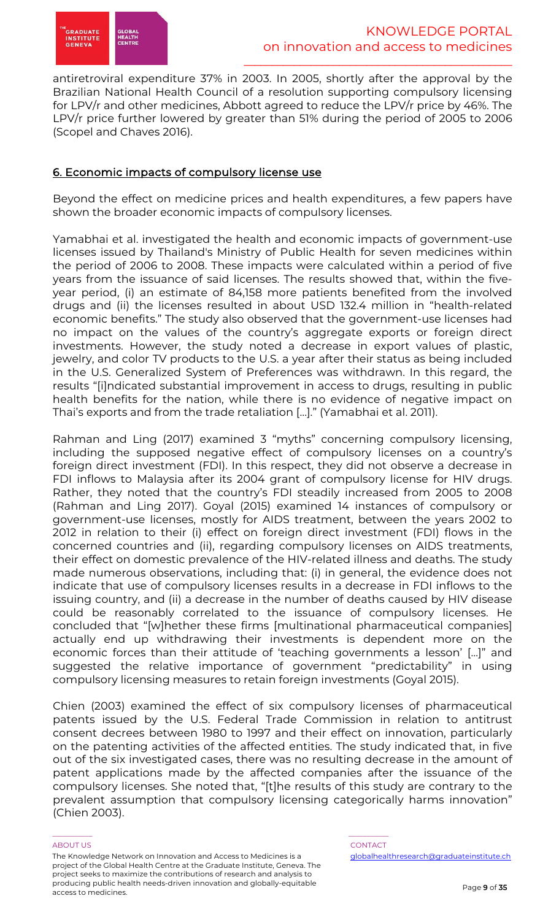antiretroviral expenditure 37% in 2003. In 2005, shortly after the approval by the Brazilian National Health Council of a resolution supporting compulsory licensing for LPV/r and other medicines, Abbott agreed to reduce the LPV/r price by 46%. The LPV/r price further lowered by greater than 51% during the period of 2005 to 2006 (Scopel and Chaves 2016).

## 6. Economic impacts of compulsory license use

Beyond the effect on medicine prices and health expenditures, a few papers have shown the broader economic impacts of compulsory licenses.

Yamabhai et al. investigated the health and economic impacts of government-use licenses issued by Thailand's Ministry of Public Health for seven medicines within the period of 2006 to 2008. These impacts were calculated within a period of five years from the issuance of said licenses. The results showed that, within the five-year period, (i) an estimate of 84,158 more patients benefited from the involved drugs and (ii) the licenses resulted in about USD 132.4 million in "health-related economic benefits." The study also observed that the government-use licenses had no impact on the values of the country's aggregate exports or foreign direct investments. However, the study noted a decrease in export values of plastic, jewelry, and color TV products to the U.S. a year after their status as being included in the U.S. Generalized System of Preferences was withdrawn. In this regard, the results "[i]ndicated substantial improvement in access to drugs, resulting in public health benefits for the nation, while there is no evidence of negative impact on Thai's exports and from the trade retaliation […]." (Yamabhai et al. 2011).

Rahman and Ling (2017) examined 3 "myths" concerning compulsory licensing, including the supposed negative effect of compulsory licenses on a country's foreign direct investment (FDI). In this respect, they did not observe a decrease in FDI inflows to Malaysia after its 2004 grant of compulsory license for HIV drugs. Rather, they noted that the country's FDI steadily increased from 2005 to 2008 (Rahman and Ling 2017). Goyal (2015) examined 14 instances of compulsory or government-use licenses, mostly for AIDS treatment, between the years 2002 to 2012 in relation to their (i) effect on foreign direct investment (FDI) flows in the concerned countries and (ii), regarding compulsory licenses on AIDS treatments, their effect on domestic prevalence of the HIV-related illness and deaths. The study made numerous observations, including that: (i) in general, the evidence does not indicate that use of compulsory licenses results in a decrease in FDI inflows to the issuing country, and (ii) a decrease in the number of deaths caused by HIV disease could be reasonably correlated to the issuance of compulsory licenses. He concluded that "[w]hether these firms [multinational pharmaceutical companies] actually end up withdrawing their investments is dependent more on the economic forces than their attitude of 'teaching governments a lesson' […]" and suggested the relative importance of government "predictability" in using compulsory licensing measures to retain foreign investments (Goyal 2015).

Chien (2003) examined the effect of six compulsory licenses of pharmaceutical patents issued by the U.S. Federal Trade Commission in relation to antitrust consent decrees between 1980 to 1997 and their effect on innovation, particularly on the patenting activities of the affected entities. The study indicated that, in five out of the six investigated cases, there was no resulting decrease in the amount of patent applications made by the affected companies after the issuance of the compulsory licenses. She noted that, "[t]he results of this study are contrary to the prevalent assumption that compulsory licensing categorically harms innovation" (Chien 2003).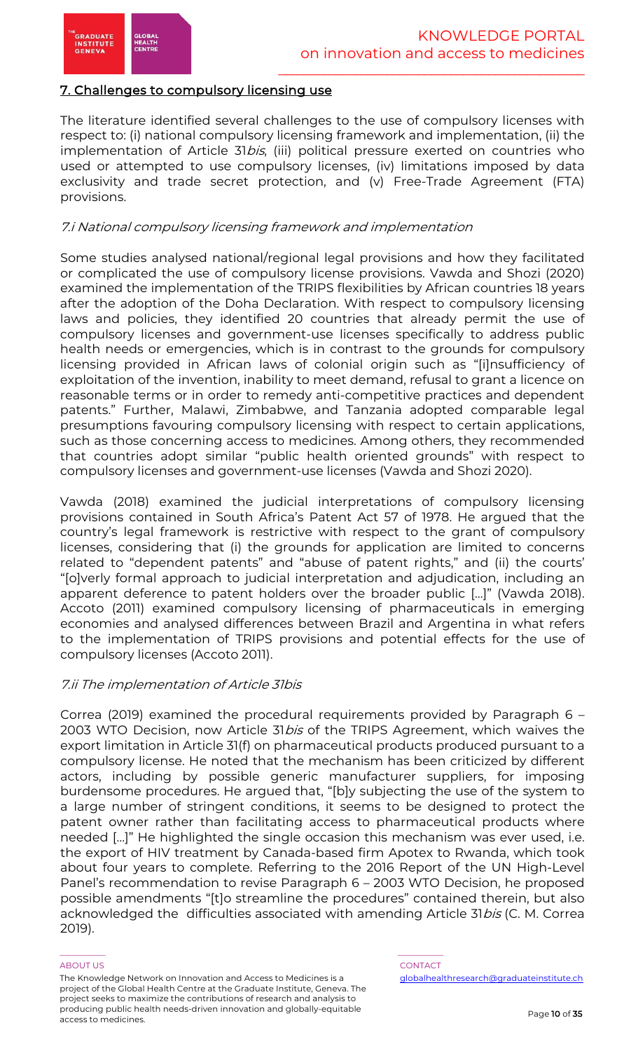## 7. Challenges to compulsory licensing use

The literature identified several challenges to the use of compulsory licenses with respect to: (i) national compulsory licensing framework and implementation, (ii) the implementation of Article 31*bis*, (iii) political pressure exerted on countries who used or attempted to use compulsory licenses, (iv) limitations imposed by data exclusivity and trade secret protection, and (v) Free-Trade Agreement (FTA) provisions.

### *7.i National compulsory licensing framework and implementation*

Some studies analysed national/regional legal provisions and how they facilitated or complicated the use of compulsory license provisions. Vawda and Shozi (2020) examined the implementation of the TRIPS flexibilities by African countries 18 years after the adoption of the Doha Declaration. With respect to compulsory licensing laws and policies, they identified 20 countries that already permit the use of compulsory licenses and government-use licenses specifically to address public health needs or emergencies, which is in contrast to the grounds for compulsory licensing provided in African laws of colonial origin such as "[i]nsufficiency of exploitation of the invention, inability to meet demand, refusal to grant a licence on reasonable terms or in order to remedy anti-competitive practices and dependent patents." Further, Malawi, Zimbabwe, and Tanzania adopted comparable legal presumptions favouring compulsory licensing with respect to certain applications, such as those concerning access to medicines. Among others, they recommended that countries adopt similar "public health oriented grounds" with respect to compulsory licenses and government-use licenses (Vawda and Shozi 2020).

Vawda (2018) examined the judicial interpretations of compulsory licensing provisions contained in South Africa's Patent Act 57 of 1978. He argued that the country's legal framework is restrictive with respect to the grant of compulsory licenses, considering that (i) the grounds for application are limited to concerns related to "dependent patents" and "abuse of patent rights," and (ii) the courts' "[o]verly formal approach to judicial interpretation and adjudication, including an apparent deference to patent holders over the broader public […]" (Vawda 2018). Accoto (2011) examined compulsory licensing of pharmaceuticals in emerging economies and analysed differences between Brazil and Argentina in what refers to the implementation of TRIPS provisions and potential effects for the use of compulsory licenses (Accoto 2011).

### *7.ii The implementation of Article 31bis*

Correa (2019) examined the procedural requirements provided by Paragraph 6 – 2003 WTO Decision, now Article 31*bis* of the TRIPS Agreement, which waives the export limitation in Article 31(f) on pharmaceutical products produced pursuant to a compulsory license. He noted that the mechanism has been criticized by different actors, including by possible generic manufacturer suppliers, for imposing burdensome procedures. He argued that, "[b]y subjecting the use of the system to a large number of stringent conditions, it seems to be designed to protect the patent owner rather than facilitating access to pharmaceutical products where needed […]" He highlighted the single occasion this mechanism was ever used, i.e. the export of HIV treatment by Canada-based firm Apotex to Rwanda, which took about four years to complete. Referring to the 2016 Report of the UN High-Level Panel's recommendation to revise Paragraph 6 – 2003 WTO Decision, he proposed possible amendments "[t]o streamline the procedures" contained therein, but also acknowledged the difficulties associated with amending Article 31*bis* (C. M. Correa 2019).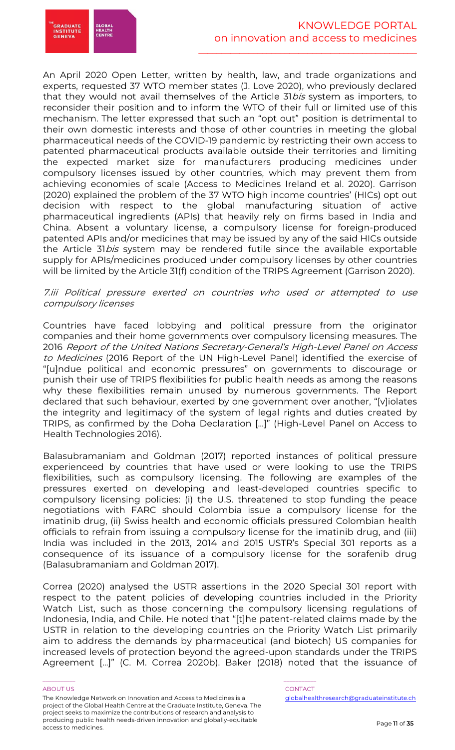An April 2020 Open Letter, written by health, law, and trade organizations and experts, requested 37 WTO member states (J. Love 2020), who previously declared that they would not avail themselves of the Article 31*bis* system as importers, to reconsider their position and to inform the WTO of their full or limited use of this mechanism. The letter expressed that such an "opt out" position is detrimental to their own domestic interests and those of other countries in meeting the global pharmaceutical needs of the COVID-19 pandemic by restricting their own access to patented pharmaceutical products available outside their territories and limiting the expected market size for manufacturers producing medicines under compulsory licenses issued by other countries, which may prevent them from achieving economies of scale (Access to Medicines Ireland et al. 2020). Garrison (2020) explained the problem of the 37 WTO high income countries' (HICs) opt out decision with respect to the global manufacturing situation of active pharmaceutical ingredients (APIs) that heavily rely on firms based in India and China. Absent a voluntary license, a compulsory license for foreign-produced patented APIs and/or medicines that may be issued by any of the said HICs outside the Article 31*bis* system may be rendered futile since the available exportable supply for APIs/medicines produced under compulsory licenses by other countries will be limited by the Article 31(f) condition of the TRIPS Agreement (Garrison 2020).

### *7.iii Political pressure exerted on countries who used or attempted to use compulsory licenses*

Countries have faced lobbying and political pressure from the originator companies and their home governments over compulsory licensing measures. The 2016 *Report of the United Nations Secretary-General's High-Level Panel on Access to Medicines* (2016 Report of the UN High-Level Panel) identified the exercise of "[u]ndue political and economic pressures" on governments to discourage or punish their use of TRIPS flexibilities for public health needs as among the reasons why these flexibilities remain unused by numerous governments. The Report declared that such behaviour, exerted by one government over another, "[v]iolates the integrity and legitimacy of the system of legal rights and duties created by TRIPS, as confirmed by the Doha Declaration […]" (High-Level Panel on Access to Health Technologies 2016).

Balasubramaniam and Goldman (2017) reported instances of political pressure experienceed by countries that have used or were looking to use the TRIPS flexibilities, such as compulsory licensing. The following are examples of the pressures exerted on developing and least-developed countries specific to compulsory licensing policies: (i) the U.S. threatened to stop funding the peace negotiations with FARC should Colombia issue a compulsory license for the imatinib drug, (ii) Swiss health and economic officials pressured Colombian health officials to refrain from issuing a compulsory license for the imatinib drug, and (iii) India was included in the 2013, 2014 and 2015 USTR's Special 301 reports as a consequence of its issuance of a compulsory license for the sorafenib drug (Balasubramaniam and Goldman 2017).

Correa (2020) analysed the USTR assertions in the 2020 Special 301 report with respect to the patent policies of developing countries included in the Priority Watch List, such as those concerning the compulsory licensing regulations of Indonesia, India, and Chile. He noted that "[t]he patent-related claims made by the USTR in relation to the developing countries on the Priority Watch List primarily aim to address the demands by pharmaceutical (and biotech) US companies for increased levels of protection beyond the agreed-upon standards under the TRIPS Agreement […]" (C. M. Correa 2020b). Baker (2018) noted that the issuance of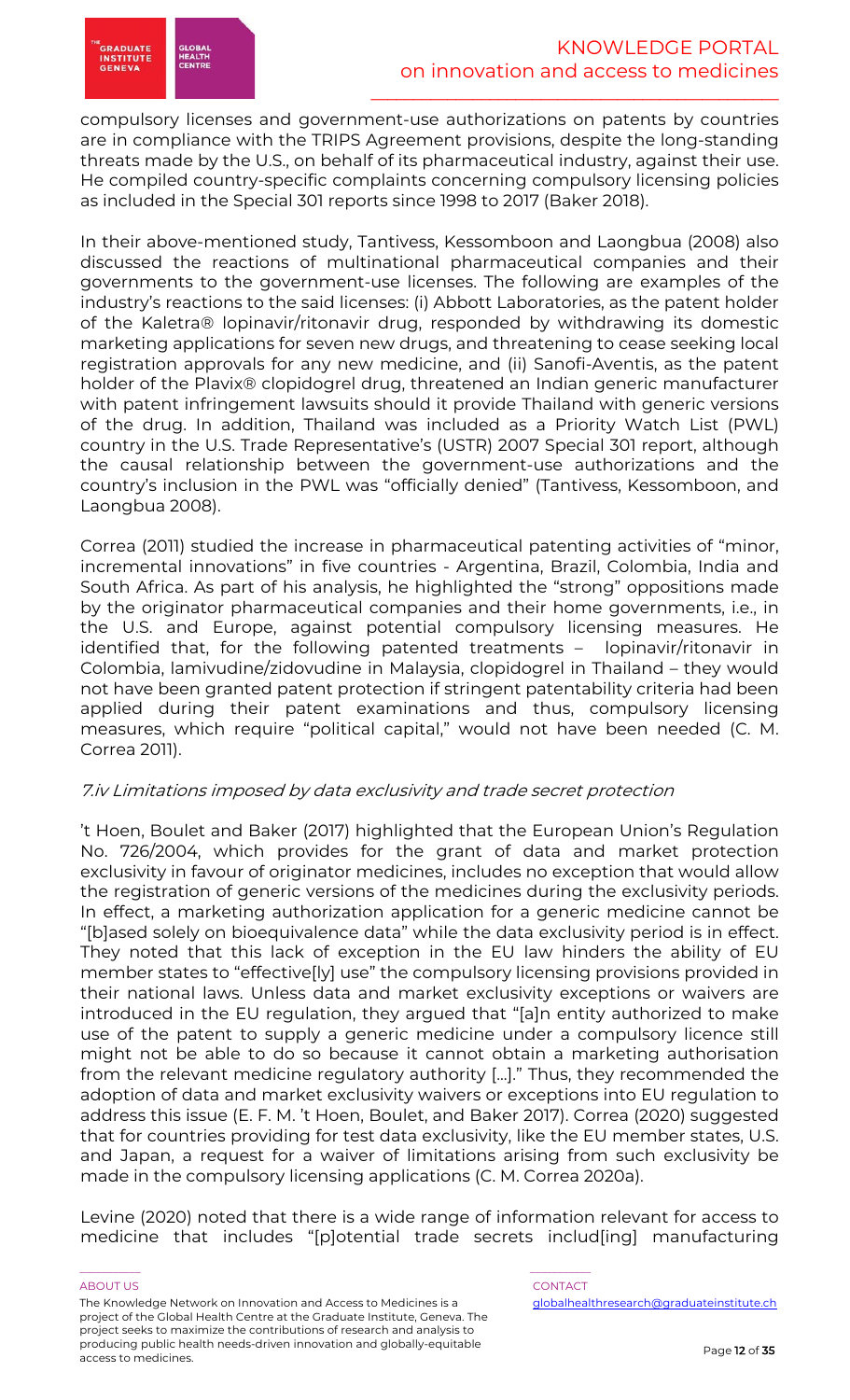compulsory licenses and government-use authorizations on patents by countries are in compliance with the TRIPS Agreement provisions, despite the long-standing threats made by the U.S., on behalf of its pharmaceutical industry, against their use. He compiled country-specific complaints concerning compulsory licensing policies as included in the Special 301 reports since 1998 to 2017 (Baker 2018).

In their above-mentioned study, Tantivess, Kessomboon and Laongbua (2008) also discussed the reactions of multinational pharmaceutical companies and their governments to the government-use licenses. The following are examples of the industry's reactions to the said licenses: (i) Abbott Laboratories, as the patent holder of the Kaletra® lopinavir/ritonavir drug, responded by withdrawing its domestic marketing applications for seven new drugs, and threatening to cease seeking local registration approvals for any new medicine, and (ii) Sanofi-Aventis, as the patent holder of the Plavix® clopidogrel drug, threatened an Indian generic manufacturer with patent infringement lawsuits should it provide Thailand with generic versions of the drug. In addition, Thailand was included as a Priority Watch List (PWL) country in the U.S. Trade Representative's (USTR) 2007 Special 301 report, although the causal relationship between the government-use authorizations and the country's inclusion in the PWL was "officially denied" (Tantivess, Kessomboon, and Laongbua 2008).

Correa (2011) studied the increase in pharmaceutical patenting activities of "minor, incremental innovations" in five countries - Argentina, Brazil, Colombia, India and South Africa. As part of his analysis, he highlighted the "strong" oppositions made by the originator pharmaceutical companies and their home governments, i.e., in the U.S. and Europe, against potential compulsory licensing measures. He identified that, for the following patented treatments – lopinavir/ritonavir in Colombia, lamivudine/zidovudine in Malaysia, clopidogrel in Thailand – they would not have been granted patent protection if stringent patentability criteria had been applied during their patent examinations and thus, compulsory licensing measures, which require "political capital," would not have been needed (C. M. Correa 2011).

### *7.iv Limitations imposed by data exclusivity and trade secret protection*

't Hoen, Boulet and Baker (2017) highlighted that the European Union's Regulation No. 726/2004, which provides for the grant of data and market protection exclusivity in favour of originator medicines, includes no exception that would allow the registration of generic versions of the medicines during the exclusivity periods. In effect, a marketing authorization application for a generic medicine cannot be "[b]ased solely on bioequivalence data" while the data exclusivity period is in effect. They noted that this lack of exception in the EU law hinders the ability of EU member states to "effective[ly] use" the compulsory licensing provisions provided in their national laws. Unless data and market exclusivity exceptions or waivers are introduced in the EU regulation, they argued that "[a]n entity authorized to make use of the patent to supply a generic medicine under a compulsory licence still might not be able to do so because it cannot obtain a marketing authorisation from the relevant medicine regulatory authority […]." Thus, they recommended the adoption of data and market exclusivity waivers or exceptions into EU regulation to address this issue (E. F. M. 't Hoen, Boulet, and Baker 2017). Correa (2020) suggested that for countries providing for test data exclusivity, like the EU member states, U.S. and Japan, a request for a waiver of limitations arising from such exclusivity be made in the compulsory licensing applications (C. M. Correa 2020a).

Levine (2020) noted that there is a wide range of information relevant for access to medicine that includes "[p]otential trade secrets includ[ing] manufacturing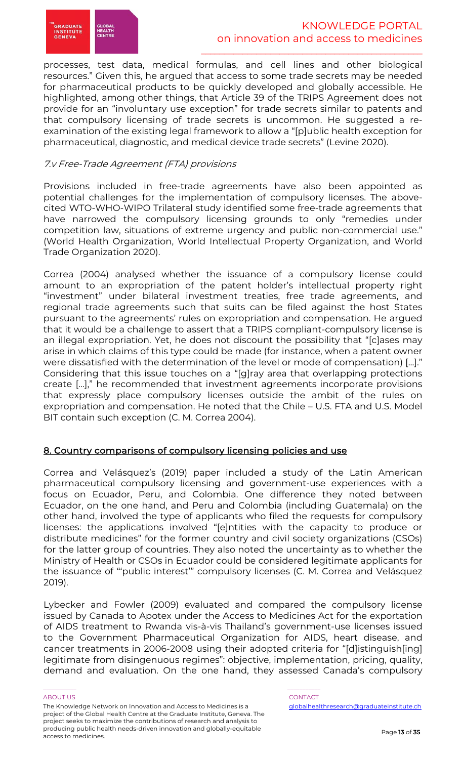processes, test data, medical formulas, and cell lines and other biological resources." Given this, he argued that access to some trade secrets may be needed for pharmaceutical products to be quickly developed and globally accessible. He highlighted, among other things, that Article 39 of the TRIPS Agreement does not provide for an "involuntary use exception" for trade secrets similar to patents and that compulsory licensing of trade secrets is uncommon. He suggested a re-examination of the existing legal framework to allow a "[p]ublic health exception for pharmaceutical, diagnostic, and medical device trade secrets" (Levine 2020).

### 7.v Free-Trade Agreement (FTA) provisions

Provisions included in free-trade agreements have also been appointed as potential challenges for the implementation of compulsory licenses. The above-cited WTO-WHO-WIPO Trilateral study identified some free-trade agreements that have narrowed the compulsory licensing grounds to only "remedies under competition law, situations of extreme urgency and public non-commercial use." (World Health Organization, World Intellectual Property Organization, and World Trade Organization 2020).

Correa (2004) analysed whether the issuance of a compulsory license could amount to an expropriation of the patent holder's intellectual property right "investment" under bilateral investment treaties, free trade agreements, and regional trade agreements such that suits can be filed against the host States pursuant to the agreements' rules on expropriation and compensation. He argued that it would be a challenge to assert that a TRIPS compliant-compulsory license is an illegal expropriation. Yet, he does not discount the possibility that "[c]ases may arise in which claims of this type could be made (for instance, when a patent owner were dissatisfied with the determination of the level or mode of compensation) […]." Considering that this issue touches on a "[g]ray area that overlapping protections create […]," he recommended that investment agreements incorporate provisions that expressly place compulsory licenses outside the ambit of the rules on expropriation and compensation. He noted that the Chile – U.S. FTA and U.S. Model BIT contain such exception (C. M. Correa 2004).

## 8. Country comparisons of compulsory licensing policies and use

Correa and Velásquez's (2019) paper included a study of the Latin American pharmaceutical compulsory licensing and government-use experiences with a focus on Ecuador, Peru, and Colombia. One difference they noted between Ecuador, on the one hand, and Peru and Colombia (including Guatemala) on the other hand, involved the type of applicants who filed the requests for compulsory licenses: the applications involved "[e]ntities with the capacity to produce or distribute medicines" for the former country and civil society organizations (CSOs) for the latter group of countries. They also noted the uncertainty as to whether the Ministry of Health or CSOs in Ecuador could be considered legitimate applicants for the issuance of "'public interest'" compulsory licenses (C. M. Correa and Velásquez 2019).

Lybecker and Fowler (2009) evaluated and compared the compulsory license issued by Canada to Apotex under the Access to Medicines Act for the exportation of AIDS treatment to Rwanda vis-à-vis Thailand's government-use licenses issued to the Government Pharmaceutical Organization for AIDS, heart disease, and cancer treatments in 2006-2008 using their adopted criteria for "[d]istinguish[ing] legitimate from disingenuous regimes": objective, implementation, pricing, quality, demand and evaluation. On the one hand, they assessed Canada's compulsory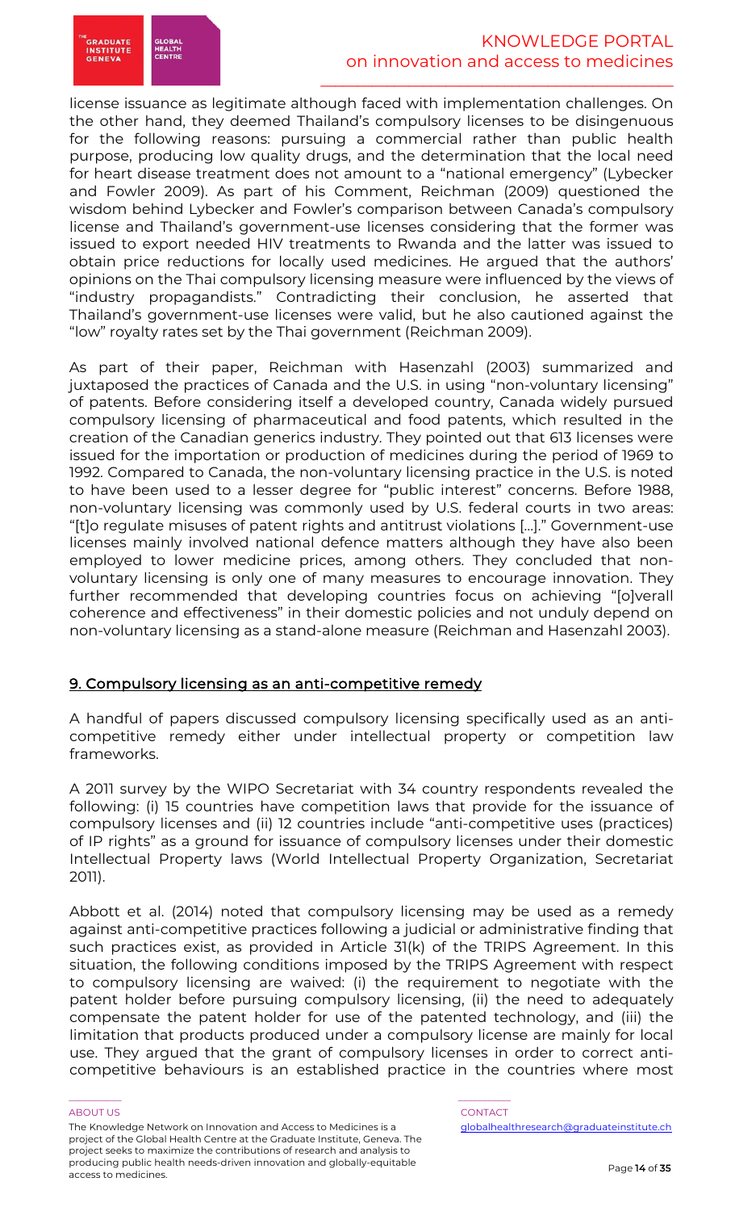license issuance as legitimate although faced with implementation challenges. On the other hand, they deemed Thailand's compulsory licenses to be disingenuous for the following reasons: pursuing a commercial rather than public health purpose, producing low quality drugs, and the determination that the local need for heart disease treatment does not amount to a "national emergency" (Lybecker and Fowler 2009). As part of his Comment, Reichman (2009) questioned the wisdom behind Lybecker and Fowler's comparison between Canada's compulsory license and Thailand's government-use licenses considering that the former was issued to export needed HIV treatments to Rwanda and the latter was issued to obtain price reductions for locally used medicines. He argued that the authors' opinions on the Thai compulsory licensing measure were influenced by the views of "industry propagandists." Contradicting their conclusion, he asserted that Thailand's government-use licenses were valid, but he also cautioned against the "low" royalty rates set by the Thai government (Reichman 2009).

As part of their paper, Reichman with Hasenzahl (2003) summarized and juxtaposed the practices of Canada and the U.S. in using "non-voluntary licensing" of patents. Before considering itself a developed country, Canada widely pursued compulsory licensing of pharmaceutical and food patents, which resulted in the creation of the Canadian generics industry. They pointed out that 613 licenses were issued for the importation or production of medicines during the period of 1969 to 1992. Compared to Canada, the non-voluntary licensing practice in the U.S. is noted to have been used to a lesser degree for "public interest" concerns. Before 1988, non-voluntary licensing was commonly used by U.S. federal courts in two areas: "[t]o regulate misuses of patent rights and antitrust violations [...]." Government-use licenses mainly involved national defence matters although they have also been employed to lower medicine prices, among others. They concluded that non-voluntary licensing is only one of many measures to encourage innovation. They further recommended that developing countries focus on achieving "[o]verall coherence and effectiveness" in their domestic policies and not unduly depend on non-voluntary licensing as a stand-alone measure (Reichman and Hasenzahl 2003).

## 9. Compulsory licensing as an anti-competitive remedy

A handful of papers discussed compulsory licensing specifically used as an anti-competitive remedy either under intellectual property or competition law frameworks.

A 2011 survey by the WIPO Secretariat with 34 country respondents revealed the following: (i) 15 countries have competition laws that provide for the issuance of compulsory licenses and (ii) 12 countries include "anti-competitive uses (practices) of IP rights" as a ground for issuance of compulsory licenses under their domestic Intellectual Property laws (World Intellectual Property Organization, Secretariat 2011).

Abbott et al. (2014) noted that compulsory licensing may be used as a remedy against anti-competitive practices following a judicial or administrative finding that such practices exist, as provided in Article 31(k) of the TRIPS Agreement. In this situation, the following conditions imposed by the TRIPS Agreement with respect to compulsory licensing are waived: (i) the requirement to negotiate with the patent holder before pursuing compulsory licensing, (ii) the need to adequately compensate the patent holder for use of the patented technology, and (iii) the limitation that products produced under a compulsory license are mainly for local use. They argued that the grant of compulsory licenses in order to correct anti-competitive behaviours is an established practice in the countries where most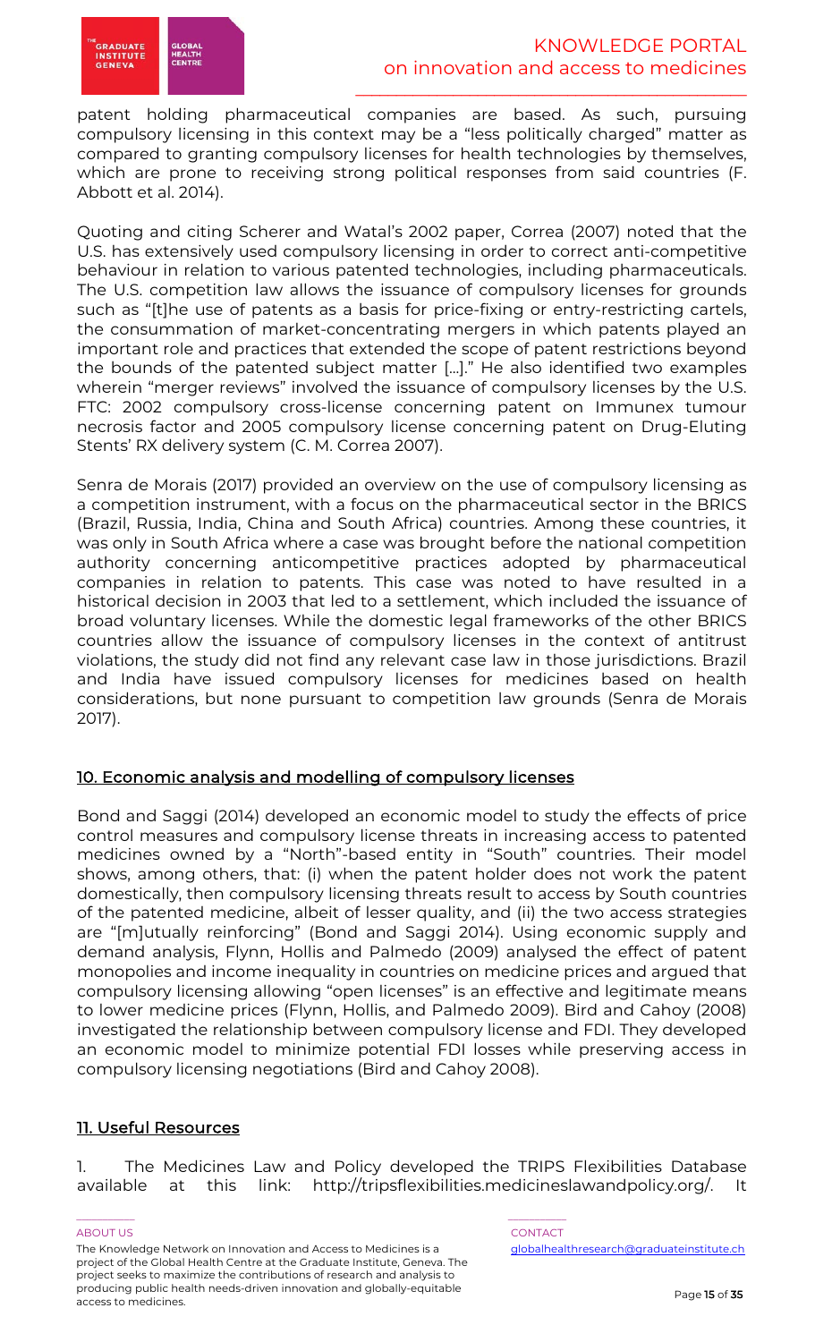patent holding pharmaceutical companies are based. As such, pursuing compulsory licensing in this context may be a "less politically charged" matter as compared to granting compulsory licenses for health technologies by themselves, which are prone to receiving strong political responses from said countries (F. Abbott et al. 2014).

Quoting and citing Scherer and Watal's 2002 paper, Correa (2007) noted that the U.S. has extensively used compulsory licensing in order to correct anti-competitive behaviour in relation to various patented technologies, including pharmaceuticals. The U.S. competition law allows the issuance of compulsory licenses for grounds such as "[t]he use of patents as a basis for price-fixing or entry-restricting cartels, the consummation of market-concentrating mergers in which patents played an important role and practices that extended the scope of patent restrictions beyond the bounds of the patented subject matter [...]." He also identified two examples wherein "merger reviews" involved the issuance of compulsory licenses by the U.S. FTC: 2002 compulsory cross-license concerning patent on Immunex tumour necrosis factor and 2005 compulsory license concerning patent on Drug-Eluting Stents' RX delivery system (C. M. Correa 2007).

Senra de Morais (2017) provided an overview on the use of compulsory licensing as a competition instrument, with a focus on the pharmaceutical sector in the BRICS (Brazil, Russia, India, China and South Africa) countries. Among these countries, it was only in South Africa where a case was brought before the national competition authority concerning anticompetitive practices adopted by pharmaceutical companies in relation to patents. This case was noted to have resulted in a historical decision in 2003 that led to a settlement, which included the issuance of broad voluntary licenses. While the domestic legal frameworks of the other BRICS countries allow the issuance of compulsory licenses in the context of antitrust violations, the study did not find any relevant case law in those jurisdictions. Brazil and India have issued compulsory licenses for medicines based on health considerations, but none pursuant to competition law grounds (Senra de Morais 2017).

## 10. Economic analysis and modelling of compulsory licenses

Bond and Saggi (2014) developed an economic model to study the effects of price control measures and compulsory license threats in increasing access to patented medicines owned by a "North"-based entity in "South" countries. Their model shows, among others, that: (i) when the patent holder does not work the patent domestically, then compulsory licensing threats result to access by South countries of the patented medicine, albeit of lesser quality, and (ii) the two access strategies are "[m]utually reinforcing" (Bond and Saggi 2014). Using economic supply and demand analysis, Flynn, Hollis and Palmedo (2009) analysed the effect of patent monopolies and income inequality in countries on medicine prices and argued that compulsory licensing allowing "open licenses" is an effective and legitimate means to lower medicine prices (Flynn, Hollis, and Palmedo 2009). Bird and Cahoy (2008) investigated the relationship between compulsory license and FDI. They developed an economic model to minimize potential FDI losses while preserving access in compulsory licensing negotiations (Bird and Cahoy 2008).

## 11. Useful Resources

1. The Medicines Law and Policy developed the TRIPS Flexibilities Database available at this link: http://tripsflexibilities.medicineslawandpolicy.org/. It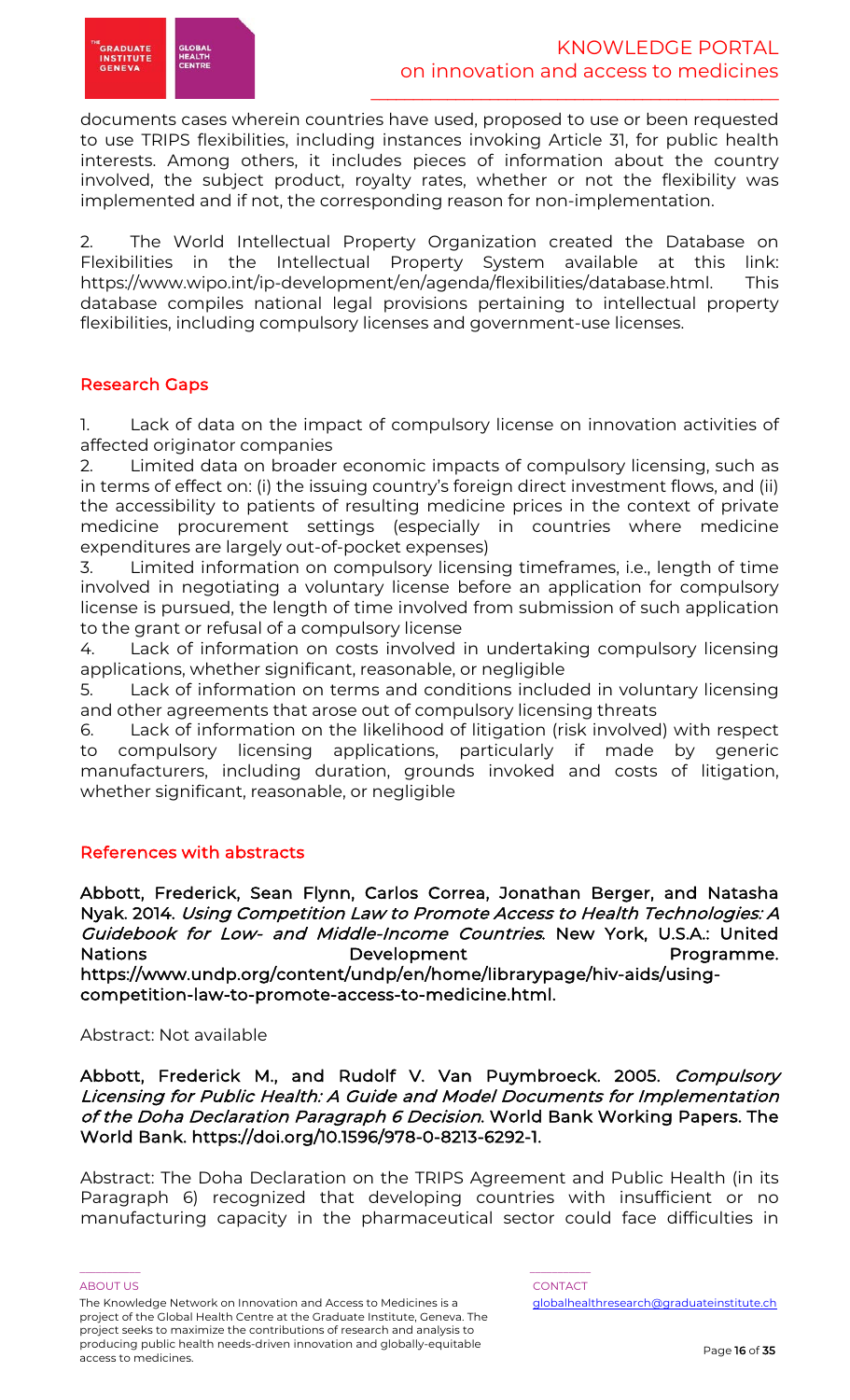documents cases wherein countries have used, proposed to use or been requested to use TRIPS flexibilities, including instances invoking Article 31, for public health interests. Among others, it includes pieces of information about the country involved, the subject product, royalty rates, whether or not the flexibility was implemented and if not, the corresponding reason for non-implementation.

2. The World Intellectual Property Organization created the Database on Flexibilities in the Intellectual Property System available at this link: https://www.wipo.int/ip-development/en/agenda/flexibilities/database.html. This database compiles national legal provisions pertaining to intellectual property flexibilities, including compulsory licenses and government-use licenses.

## Research Gaps

1. Lack of data on the impact of compulsory license on innovation activities of affected originator companies
2. Limited data on broader economic impacts of compulsory licensing, such as in terms of effect on: (i) the issuing country's foreign direct investment flows, and (ii) the accessibility to patients of resulting medicine prices in the context of private medicine procurement settings (especially in countries where medicine expenditures are largely out-of-pocket expenses)
3. Limited information on compulsory licensing timeframes, i.e., length of time involved in negotiating a voluntary license before an application for compulsory license is pursued, the length of time involved from submission of such application to the grant or refusal of a compulsory license
4. Lack of information on costs involved in undertaking compulsory licensing applications, whether significant, reasonable, or negligible
5. Lack of information on terms and conditions included in voluntary licensing and other agreements that arose out of compulsory licensing threats
6. Lack of information on the likelihood of litigation (risk involved) with respect to compulsory licensing applications, particularly if made by generic manufacturers, including duration, grounds invoked and costs of litigation, whether significant, reasonable, or negligible

## References with abstracts

**Abbott, Frederick, Sean Flynn, Carlos Correa, Jonathan Berger, and Natasha Nyak. 2014. *Using Competition Law to Promote Access to Health Technologies: A Guidebook for Low- and Middle-Income Countries*. New York, U.S.A.: United Nations Development Programme. https://www.undp.org/content/undp/en/home/librarypage/hiv-aids/using-competition-law-to-promote-access-to-medicine.html.**

Abstract: Not available

**Abbott, Frederick M., and Rudolf V. Van Puymbroeck. 2005. *Compulsory Licensing for Public Health: A Guide and Model Documents for Implementation of the Doha Declaration Paragraph 6 Decision*. World Bank Working Papers. The World Bank. https://doi.org/10.1596/978-0-8213-6292-1.**

Abstract: The Doha Declaration on the TRIPS Agreement and Public Health (in its Paragraph 6) recognized that developing countries with insufficient or no manufacturing capacity in the pharmaceutical sector could face difficulties in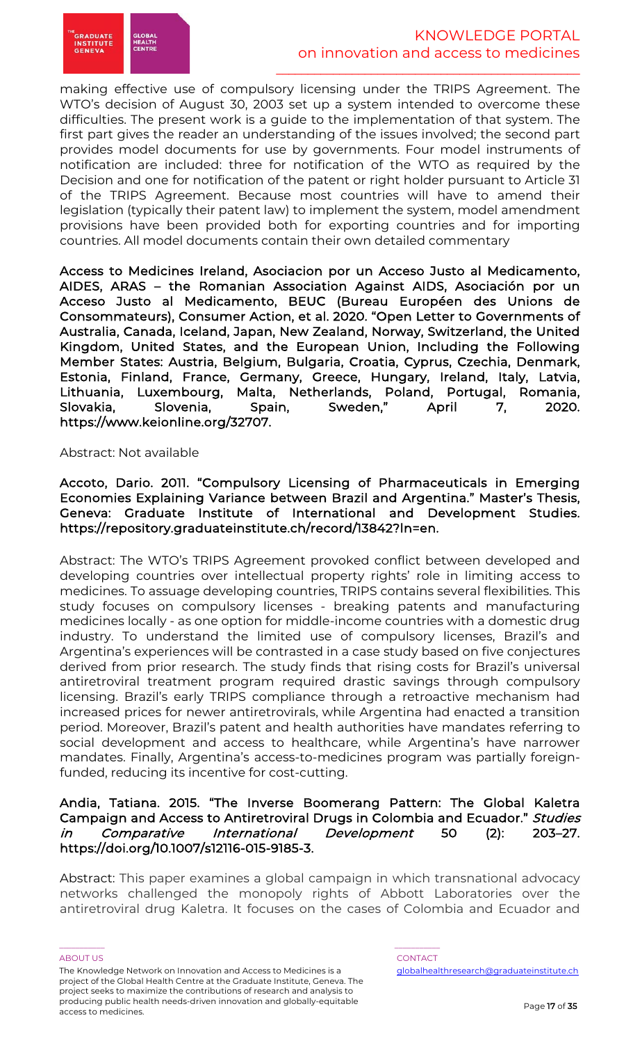making effective use of compulsory licensing under the TRIPS Agreement. The WTO's decision of August 30, 2003 set up a system intended to overcome these difficulties. The present work is a guide to the implementation of that system. The first part gives the reader an understanding of the issues involved; the second part provides model documents for use by governments. Four model instruments of notification are included: three for notification of the WTO as required by the Decision and one for notification of the patent or right holder pursuant to Article 31 of the TRIPS Agreement. Because most countries will have to amend their legislation (typically their patent law) to implement the system, model amendment provisions have been provided both for exporting countries and for importing countries. All model documents contain their own detailed commentary

**Access to Medicines Ireland, Asociacion por un Acceso Justo al Medicamento, AIDES, ARAS – the Romanian Association Against AIDS, Asociación por un Acceso Justo al Medicamento, BEUC (Bureau Européen des Unions de Consommateurs), Consumer Action, et al. 2020. "Open Letter to Governments of Australia, Canada, Iceland, Japan, New Zealand, Norway, Switzerland, the United Kingdom, United States, and the European Union, Including the Following Member States: Austria, Belgium, Bulgaria, Croatia, Cyprus, Czechia, Denmark, Estonia, Finland, France, Germany, Greece, Hungary, Ireland, Italy, Latvia, Lithuania, Luxembourg, Malta, Netherlands, Poland, Portugal, Romania, Slovakia, Slovenia, Spain, Sweden," April 7, 2020. https://www.keionline.org/32707.**

Abstract: Not available

**Accoto, Dario. 2011. "Compulsory Licensing of Pharmaceuticals in Emerging Economies Explaining Variance between Brazil and Argentina." Master's Thesis, Geneva: Graduate Institute of International and Development Studies. https://repository.graduateinstitute.ch/record/13842?ln=en.**

Abstract: The WTO's TRIPS Agreement provoked conflict between developed and developing countries over intellectual property rights' role in limiting access to medicines. To assuage developing countries, TRIPS contains several flexibilities. This study focuses on compulsory licenses - breaking patents and manufacturing medicines locally - as one option for middle-income countries with a domestic drug industry. To understand the limited use of compulsory licenses, Brazil's and Argentina's experiences will be contrasted in a case study based on five conjectures derived from prior research. The study finds that rising costs for Brazil's universal antiretroviral treatment program required drastic savings through compulsory licensing. Brazil's early TRIPS compliance through a retroactive mechanism had increased prices for newer antiretrovirals, while Argentina had enacted a transition period. Moreover, Brazil's patent and health authorities have mandates referring to social development and access to healthcare, while Argentina's have narrower mandates. Finally, Argentina's access-to-medicines program was partially foreign-funded, reducing its incentive for cost-cutting.

**Andia, Tatiana. 2015. "The Inverse Boomerang Pattern: The Global Kaletra Campaign and Access to Antiretroviral Drugs in Colombia and Ecuador." *Studies in Comparative International Development* 50 (2): 203–27. https://doi.org/10.1007/s12116-015-9185-3.**

Abstract: This paper examines a global campaign in which transnational advocacy networks challenged the monopoly rights of Abbott Laboratories over the antiretroviral drug Kaletra. It focuses on the cases of Colombia and Ecuador and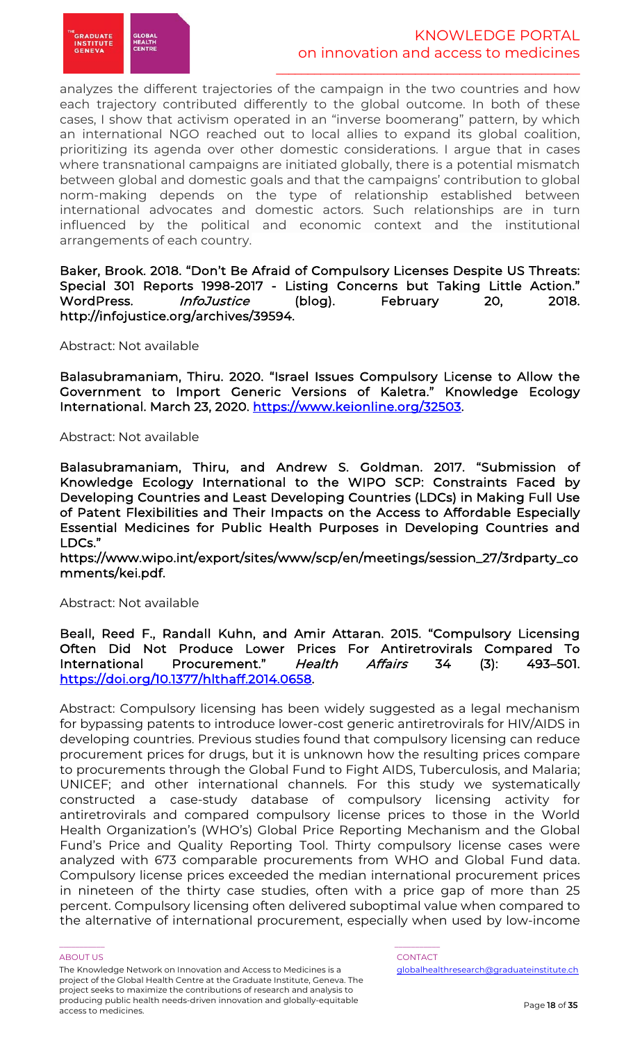analyzes the different trajectories of the campaign in the two countries and how each trajectory contributed differently to the global outcome. In both of these cases, I show that activism operated in an "inverse boomerang" pattern, by which an international NGO reached out to local allies to expand its global coalition, prioritizing its agenda over other domestic considerations. I argue that in cases where transnational campaigns are initiated globally, there is a potential mismatch between global and domestic goals and that the campaigns' contribution to global norm-making depends on the type of relationship established between international advocates and domestic actors. Such relationships are in turn influenced by the political and economic context and the institutional arrangements of each country.

**Baker, Brook. 2018. "Don't Be Afraid of Compulsory Licenses Despite US Threats: Special 301 Reports 1998-2017 - Listing Concerns but Taking Little Action." WordPress. *InfoJustice* (blog). February 20, 2018. http://infojustice.org/archives/39594.**

Abstract: Not available

**Balasubramaniam, Thiru. 2020. "Israel Issues Compulsory License to Allow the Government to Import Generic Versions of Kaletra." Knowledge Ecology International. March 23, 2020. https://www.keionline.org/32503.**

Abstract: Not available

**Balasubramaniam, Thiru, and Andrew S. Goldman. 2017. "Submission of Knowledge Ecology International to the WIPO SCP: Constraints Faced by Developing Countries and Least Developing Countries (LDCs) in Making Full Use of Patent Flexibilities and Their Impacts on the Access to Affordable Especially Essential Medicines for Public Health Purposes in Developing Countries and LDCs." https://www.wipo.int/export/sites/www/scp/en/meetings/session_27/3rdparty_comments/kei.pdf.**

Abstract: Not available

**Beall, Reed F., Randall Kuhn, and Amir Attaran. 2015. "Compulsory Licensing Often Did Not Produce Lower Prices For Antiretrovirals Compared To International Procurement." *Health Affairs* 34 (3): 493–501. https://doi.org/10.1377/hlthaff.2014.0658.**

Abstract: Compulsory licensing has been widely suggested as a legal mechanism for bypassing patents to introduce lower-cost generic antiretrovirals for HIV/AIDS in developing countries. Previous studies found that compulsory licensing can reduce procurement prices for drugs, but it is unknown how the resulting prices compare to procurements through the Global Fund to Fight AIDS, Tuberculosis, and Malaria; UNICEF; and other international channels. For this study we systematically constructed a case-study database of compulsory licensing activity for antiretrovirals and compared compulsory license prices to those in the World Health Organization's (WHO's) Global Price Reporting Mechanism and the Global Fund's Price and Quality Reporting Tool. Thirty compulsory license cases were analyzed with 673 comparable procurements from WHO and Global Fund data. Compulsory license prices exceeded the median international procurement prices in nineteen of the thirty case studies, often with a price gap of more than 25 percent. Compulsory licensing often delivered suboptimal value when compared to the alternative of international procurement, especially when used by low-income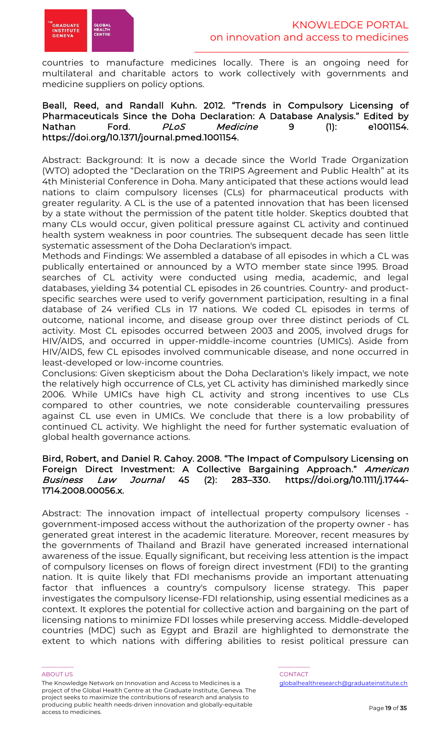countries to manufacture medicines locally. There is an ongoing need for multilateral and charitable actors to work collectively with governments and medicine suppliers on policy options.

**Beall, Reed, and Randall Kuhn. 2012. "Trends in Compulsory Licensing of Pharmaceuticals Since the Doha Declaration: A Database Analysis." Edited by Nathan Ford. *PLoS Medicine* 9 (1): e1001154. https://doi.org/10.1371/journal.pmed.1001154.**

Abstract: Background: It is now a decade since the World Trade Organization (WTO) adopted the "Declaration on the TRIPS Agreement and Public Health" at its 4th Ministerial Conference in Doha. Many anticipated that these actions would lead nations to claim compulsory licenses (CLs) for pharmaceutical products with greater regularity. A CL is the use of a patented innovation that has been licensed by a state without the permission of the patent title holder. Skeptics doubted that many CLs would occur, given political pressure against CL activity and continued health system weakness in poor countries. The subsequent decade has seen little systematic assessment of the Doha Declaration's impact.
Methods and Findings: We assembled a database of all episodes in which a CL was publically entertained or announced by a WTO member state since 1995. Broad searches of CL activity were conducted using media, academic, and legal databases, yielding 34 potential CL episodes in 26 countries. Country- and product-specific searches were used to verify government participation, resulting in a final database of 24 verified CLs in 17 nations. We coded CL episodes in terms of outcome, national income, and disease group over three distinct periods of CL activity. Most CL episodes occurred between 2003 and 2005, involved drugs for HIV/AIDS, and occurred in upper-middle-income countries (UMICs). Aside from HIV/AIDS, few CL episodes involved communicable disease, and none occurred in least-developed or low-income countries.
Conclusions: Given skepticism about the Doha Declaration's likely impact, we note the relatively high occurrence of CLs, yet CL activity has diminished markedly since 2006. While UMICs have high CL activity and strong incentives to use CLs compared to other countries, we note considerable countervailing pressures against CL use even in UMICs. We conclude that there is a low probability of continued CL activity. We highlight the need for further systematic evaluation of global health governance actions.

**Bird, Robert, and Daniel R. Cahoy. 2008. "The Impact of Compulsory Licensing on Foreign Direct Investment: A Collective Bargaining Approach." *American Business Law Journal* 45 (2): 283–330. https://doi.org/10.1111/j.1744-1714.2008.00056.x.**

Abstract: The innovation impact of intellectual property compulsory licenses - government-imposed access without the authorization of the property owner - has generated great interest in the academic literature. Moreover, recent measures by the governments of Thailand and Brazil have generated increased international awareness of the issue. Equally significant, but receiving less attention is the impact of compulsory licenses on flows of foreign direct investment (FDI) to the granting nation. It is quite likely that FDI mechanisms provide an important attenuating factor that influences a country's compulsory license strategy. This paper investigates the compulsory license-FDI relationship, using essential medicines as a context. It explores the potential for collective action and bargaining on the part of licensing nations to minimize FDI losses while preserving access. Middle-developed countries (MDC) such as Egypt and Brazil are highlighted to demonstrate the extent to which nations with differing abilities to resist political pressure can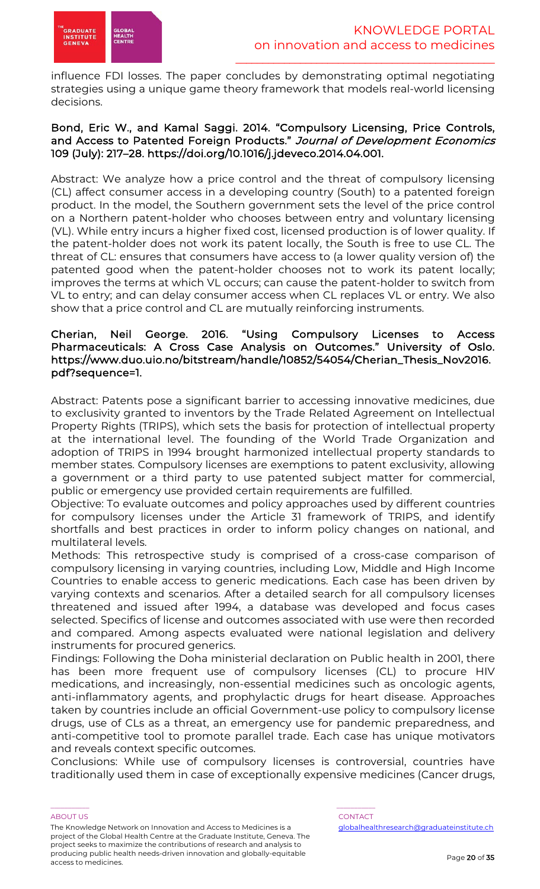influence FDI losses. The paper concludes by demonstrating optimal negotiating strategies using a unique game theory framework that models real-world licensing decisions.

**Bond, Eric W., and Kamal Saggi. 2014. "Compulsory Licensing, Price Controls, and Access to Patented Foreign Products."** ***Journal of Development Economics*** **109 (July): 217–28. https://doi.org/10.1016/j.jdeveco.2014.04.001.**

Abstract: We analyze how a price control and the threat of compulsory licensing (CL) affect consumer access in a developing country (South) to a patented foreign product. In the model, the Southern government sets the level of the price control on a Northern patent-holder who chooses between entry and voluntary licensing (VL). While entry incurs a higher fixed cost, licensed production is of lower quality. If the patent-holder does not work its patent locally, the South is free to use CL. The threat of CL: ensures that consumers have access to (a lower quality version of) the patented good when the patent-holder chooses not to work its patent locally; improves the terms at which VL occurs; can cause the patent-holder to switch from VL to entry; and can delay consumer access when CL replaces VL or entry. We also show that a price control and CL are mutually reinforcing instruments.

**Cherian, Neil George. 2016. "Using Compulsory Licenses to Access Pharmaceuticals: A Cross Case Analysis on Outcomes." University of Oslo. https://www.duo.uio.no/bitstream/handle/10852/54054/Cherian_Thesis_Nov2016.pdf?sequence=1.**

Abstract: Patents pose a significant barrier to accessing innovative medicines, due to exclusivity granted to inventors by the Trade Related Agreement on Intellectual Property Rights (TRIPS), which sets the basis for protection of intellectual property at the international level. The founding of the World Trade Organization and adoption of TRIPS in 1994 brought harmonized intellectual property standards to member states. Compulsory licenses are exemptions to patent exclusivity, allowing a government or a third party to use patented subject matter for commercial, public or emergency use provided certain requirements are fulfilled.

Objective: To evaluate outcomes and policy approaches used by different countries for compulsory licenses under the Article 31 framework of TRIPS, and identify shortfalls and best practices in order to inform policy changes on national, and multilateral levels.

Methods: This retrospective study is comprised of a cross-case comparison of compulsory licensing in varying countries, including Low, Middle and High Income Countries to enable access to generic medications. Each case has been driven by varying contexts and scenarios. After a detailed search for all compulsory licenses threatened and issued after 1994, a database was developed and focus cases selected. Specifics of license and outcomes associated with use were then recorded and compared. Among aspects evaluated were national legislation and delivery instruments for procured generics.

Findings: Following the Doha ministerial declaration on Public health in 2001, there has been more frequent use of compulsory licenses (CL) to procure HIV medications, and increasingly, non-essential medicines such as oncologic agents, anti-inflammatory agents, and prophylactic drugs for heart disease. Approaches taken by countries include an official Government-use policy to compulsory license drugs, use of CLs as a threat, an emergency use for pandemic preparedness, and anti-competitive tool to promote parallel trade. Each case has unique motivators and reveals context specific outcomes.

Conclusions: While use of compulsory licenses is controversial, countries have traditionally used them in case of exceptionally expensive medicines (Cancer drugs,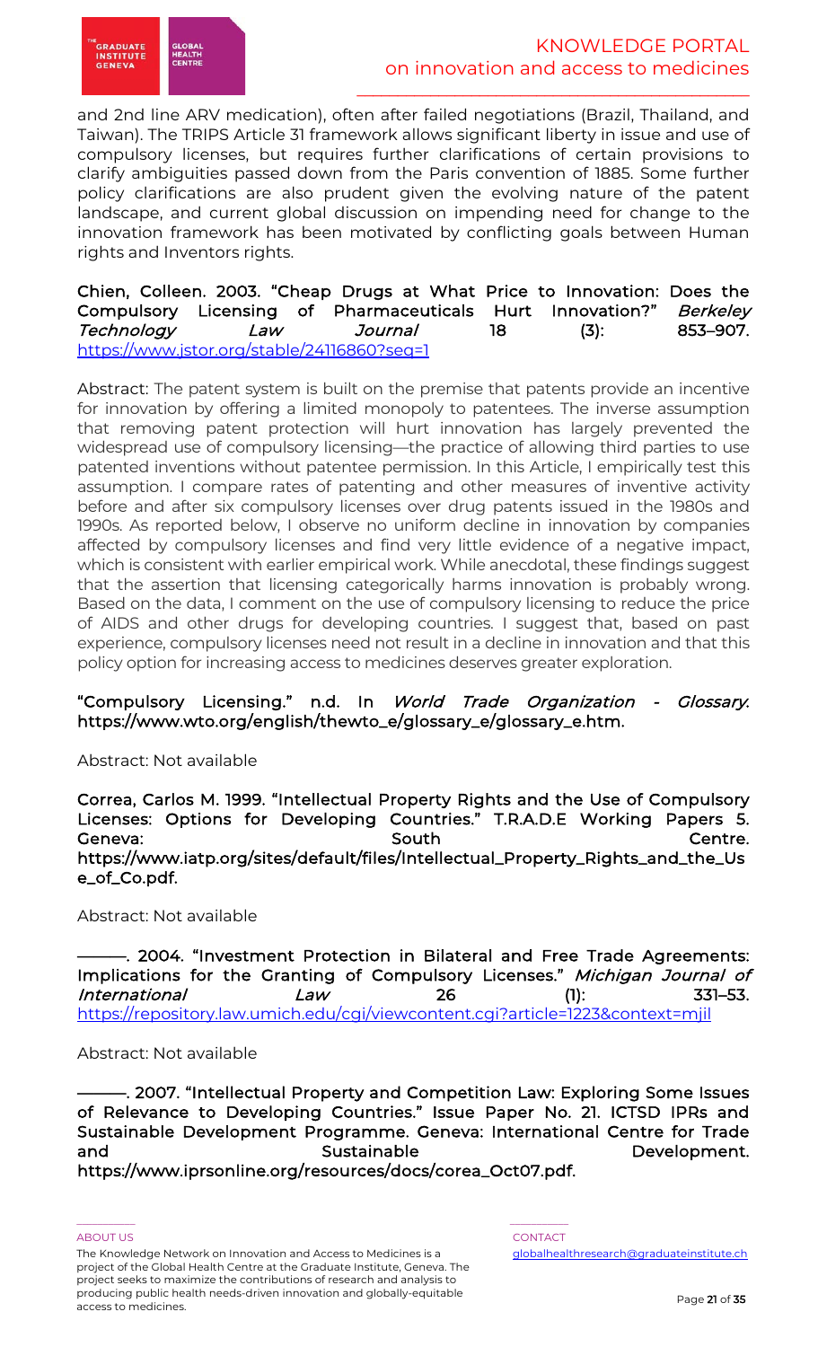and 2nd line ARV medication), often after failed negotiations (Brazil, Thailand, and Taiwan). The TRIPS Article 31 framework allows significant liberty in issue and use of compulsory licenses, but requires further clarifications of certain provisions to clarify ambiguities passed down from the Paris convention of 1885. Some further policy clarifications are also prudent given the evolving nature of the patent landscape, and current global discussion on impending need for change to the innovation framework has been motivated by conflicting goals between Human rights and Inventors rights.

**Chien, Colleen. 2003. "Cheap Drugs at What Price to Innovation: Does the Compulsory Licensing of Pharmaceuticals Hurt Innovation?"** ***Berkeley Technology Law Journal*** **18 (3): 853–907.** https://www.jstor.org/stable/24116860?seq=1

Abstract: The patent system is built on the premise that patents provide an incentive for innovation by offering a limited monopoly to patentees. The inverse assumption that removing patent protection will hurt innovation has largely prevented the widespread use of compulsory licensing—the practice of allowing third parties to use patented inventions without patentee permission. In this Article, I empirically test this assumption. I compare rates of patenting and other measures of inventive activity before and after six compulsory licenses over drug patents issued in the 1980s and 1990s. As reported below, I observe no uniform decline in innovation by companies affected by compulsory licenses and find very little evidence of a negative impact, which is consistent with earlier empirical work. While anecdotal, these findings suggest that the assertion that licensing categorically harms innovation is probably wrong. Based on the data, I comment on the use of compulsory licensing to reduce the price of AIDS and other drugs for developing countries. I suggest that, based on past experience, compulsory licenses need not result in a decline in innovation and that this policy option for increasing access to medicines deserves greater exploration.

**"Compulsory Licensing." n.d. In** ***World Trade Organization - Glossary.*** **https://www.wto.org/english/thewto_e/glossary_e/glossary_e.htm.**

Abstract: Not available

**Correa, Carlos M. 1999. "Intellectual Property Rights and the Use of Compulsory Licenses: Options for Developing Countries." T.R.A.D.E Working Papers 5. Geneva: South Centre. https://www.iatp.org/sites/default/files/Intellectual_Property_Rights_and_the_Use_of_Co.pdf.**

Abstract: Not available

**———. 2004. "Investment Protection in Bilateral and Free Trade Agreements: Implications for the Granting of Compulsory Licenses."** ***Michigan Journal of International Law*** **26 (1): 331–53.** https://repository.law.umich.edu/cgi/viewcontent.cgi?article=1223&context=mjil

Abstract: Not available

**———. 2007. "Intellectual Property and Competition Law: Exploring Some Issues of Relevance to Developing Countries." Issue Paper No. 21. ICTSD IPRs and Sustainable Development Programme. Geneva: International Centre for Trade and Sustainable Development. https://www.iprsonline.org/resources/docs/corea_Oct07.pdf.**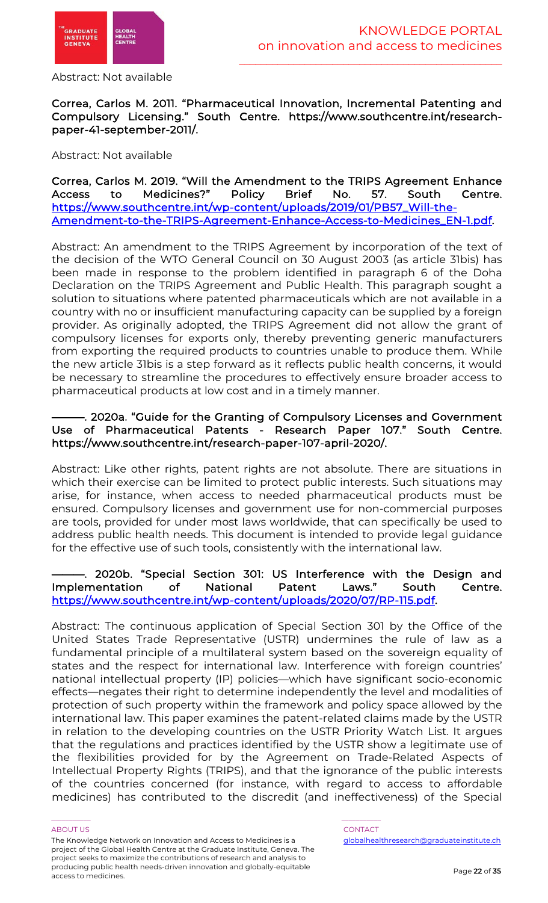Abstract: Not available

**Correa, Carlos M. 2011. "Pharmaceutical Innovation, Incremental Patenting and Compulsory Licensing." South Centre. https://www.southcentre.int/research-paper-41-september-2011/.**

Abstract: Not available

**Correa, Carlos M. 2019. "Will the Amendment to the TRIPS Agreement Enhance Access to Medicines?" Policy Brief No. 57. South Centre. https://www.southcentre.int/wp-content/uploads/2019/01/PB57_Will-the-Amendment-to-the-TRIPS-Agreement-Enhance-Access-to-Medicines_EN-1.pdf.**

Abstract: An amendment to the TRIPS Agreement by incorporation of the text of the decision of the WTO General Council on 30 August 2003 (as article 31bis) has been made in response to the problem identified in paragraph 6 of the Doha Declaration on the TRIPS Agreement and Public Health. This paragraph sought a solution to situations where patented pharmaceuticals which are not available in a country with no or insufficient manufacturing capacity can be supplied by a foreign provider. As originally adopted, the TRIPS Agreement did not allow the grant of compulsory licenses for exports only, thereby preventing generic manufacturers from exporting the required products to countries unable to produce them. While the new article 31bis is a step forward as it reflects public health concerns, it would be necessary to streamline the procedures to effectively ensure broader access to pharmaceutical products at low cost and in a timely manner.

**———. 2020a. "Guide for the Granting of Compulsory Licenses and Government Use of Pharmaceutical Patents - Research Paper 107." South Centre. https://www.southcentre.int/research-paper-107-april-2020/.**

Abstract: Like other rights, patent rights are not absolute. There are situations in which their exercise can be limited to protect public interests. Such situations may arise, for instance, when access to needed pharmaceutical products must be ensured. Compulsory licenses and government use for non-commercial purposes are tools, provided for under most laws worldwide, that can specifically be used to address public health needs. This document is intended to provide legal guidance for the effective use of such tools, consistently with the international law.

**———. 2020b. "Special Section 301: US Interference with the Design and Implementation of National Patent Laws." South Centre. https://www.southcentre.int/wp-content/uploads/2020/07/RP-115.pdf.**

Abstract: The continuous application of Special Section 301 by the Office of the United States Trade Representative (USTR) undermines the rule of law as a fundamental principle of a multilateral system based on the sovereign equality of states and the respect for international law. Interference with foreign countries' national intellectual property (IP) policies—which have significant socio-economic effects—negates their right to determine independently the level and modalities of protection of such property within the framework and policy space allowed by the international law. This paper examines the patent-related claims made by the USTR in relation to the developing countries on the USTR Priority Watch List. It argues that the regulations and practices identified by the USTR show a legitimate use of the flexibilities provided for by the Agreement on Trade-Related Aspects of Intellectual Property Rights (TRIPS), and that the ignorance of the public interests of the countries concerned (for instance, with regard to access to affordable medicines) has contributed to the discredit (and ineffectiveness) of the Special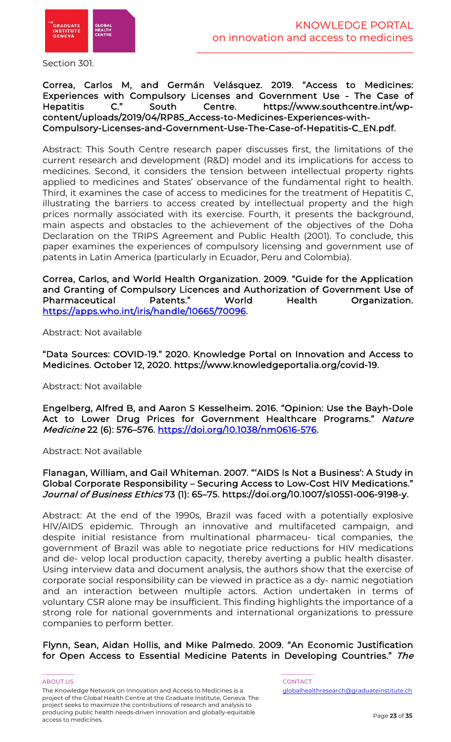Section 301.

**Correa, Carlos M, and Germán Velásquez. 2019. "Access to Medicines: Experiences with Compulsory Licenses and Government Use - The Case of Hepatitis C." South Centre. https://www.southcentre.int/wp-content/uploads/2019/04/RP85_Access-to-Medicines-Experiences-with-Compulsory-Licenses-and-Government-Use-The-Case-of-Hepatitis-C_EN.pdf.**

Abstract: This South Centre research paper discusses first, the limitations of the current research and development (R&D) model and its implications for access to medicines. Second, it considers the tension between intellectual property rights applied to medicines and States' observance of the fundamental right to health. Third, it examines the case of access to medicines for the treatment of Hepatitis C, illustrating the barriers to access created by intellectual property and the high prices normally associated with its exercise. Fourth, it presents the background, main aspects and obstacles to the achievement of the objectives of the Doha Declaration on the TRIPS Agreement and Public Health (2001). To conclude, this paper examines the experiences of compulsory licensing and government use of patents in Latin America (particularly in Ecuador, Peru and Colombia).

**Correa, Carlos, and World Health Organization. 2009. "Guide for the Application and Granting of Compulsory Licences and Authorization of Government Use of Pharmaceutical Patents." World Health Organization. https://apps.who.int/iris/handle/10665/70096.**

Abstract: Not available

**"Data Sources: COVID-19." 2020. Knowledge Portal on Innovation and Access to Medicines. October 12, 2020. https://www.knowledgeportalia.org/covid-19.**

Abstract: Not available

**Engelberg, Alfred B, and Aaron S Kesselheim. 2016. "Opinion: Use the Bayh-Dole Act to Lower Drug Prices for Government Healthcare Programs."** ***Nature Medicine*** **22 (6): 576–576. https://doi.org/10.1038/nm0616-576.**

Abstract: Not available

**Flanagan, William, and Gail Whiteman. 2007. "'AIDS Is Not a Business': A Study in Global Corporate Responsibility – Securing Access to Low-Cost HIV Medications."** ***Journal of Business Ethics*** **73 (1): 65–75. https://doi.org/10.1007/s10551-006-9198-y.**

Abstract: At the end of the 1990s, Brazil was faced with a potentially explosive HIV/AIDS epidemic. Through an innovative and multifaceted campaign, and despite initial resistance from multinational pharmaceu- tical companies, the government of Brazil was able to negotiate price reductions for HIV medications and de- velop local production capacity, thereby averting a public health disaster. Using interview data and document analysis, the authors show that the exercise of corporate social responsibility can be viewed in practice as a dy- namic negotiation and an interaction between multiple actors. Action undertaken in terms of voluntary CSR alone may be insufficient. This finding highlights the importance of a strong role for national governments and international organizations to pressure companies to perform better.

**Flynn, Sean, Aidan Hollis, and Mike Palmedo. 2009. "An Economic Justification for Open Access to Essential Medicine Patents in Developing Countries."** ***The***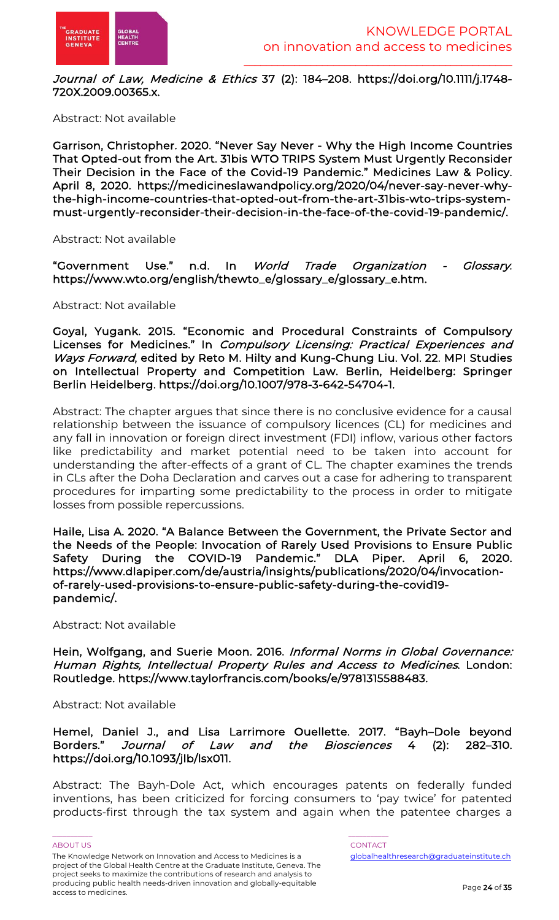*Journal of Law, Medicine & Ethics* 37 (2): 184–208. https://doi.org/10.1111/j.1748-720X.2009.00365.x.

Abstract: Not available

**Garrison, Christopher. 2020. "Never Say Never - Why the High Income Countries That Opted-out from the Art. 31bis WTO TRIPS System Must Urgently Reconsider Their Decision in the Face of the Covid-19 Pandemic." Medicines Law & Policy. April 8, 2020. https://medicineslawandpolicy.org/2020/04/never-say-never-why-the-high-income-countries-that-opted-out-from-the-art-31bis-wto-trips-system-must-urgently-reconsider-their-decision-in-the-face-of-the-covid-19-pandemic/.**

Abstract: Not available

**"Government Use." n.d. In *World Trade Organization - Glossary*. https://www.wto.org/english/thewto_e/glossary_e/glossary_e.htm.**

Abstract: Not available

**Goyal, Yugank. 2015. "Economic and Procedural Constraints of Compulsory Licenses for Medicines." In *Compulsory Licensing: Practical Experiences and Ways Forward*, edited by Reto M. Hilty and Kung-Chung Liu. Vol. 22. MPI Studies on Intellectual Property and Competition Law. Berlin, Heidelberg: Springer Berlin Heidelberg. https://doi.org/10.1007/978-3-642-54704-1.**

Abstract: The chapter argues that since there is no conclusive evidence for a causal relationship between the issuance of compulsory licences (CL) for medicines and any fall in innovation or foreign direct investment (FDI) inflow, various other factors like predictability and market potential need to be taken into account for understanding the after-effects of a grant of CL. The chapter examines the trends in CLs after the Doha Declaration and carves out a case for adhering to transparent procedures for imparting some predictability to the process in order to mitigate losses from possible repercussions.

**Haile, Lisa A. 2020. "A Balance Between the Government, the Private Sector and the Needs of the People: Invocation of Rarely Used Provisions to Ensure Public Safety During the COVID-19 Pandemic." DLA Piper. April 6, 2020. https://www.dlapiper.com/de/austria/insights/publications/2020/04/invocation-of-rarely-used-provisions-to-ensure-public-safety-during-the-covid19-pandemic/.**

Abstract: Not available

**Hein, Wolfgang, and Suerie Moon. 2016. *Informal Norms in Global Governance: Human Rights, Intellectual Property Rules and Access to Medicines*. London: Routledge. https://www.taylorfrancis.com/books/e/9781315588483.**

Abstract: Not available

**Hemel, Daniel J., and Lisa Larrimore Ouellette. 2017. "Bayh–Dole beyond Borders." *Journal of Law and the Biosciences* 4 (2): 282–310. https://doi.org/10.1093/jlb/lsx011.**

Abstract: The Bayh-Dole Act, which encourages patents on federally funded inventions, has been criticized for forcing consumers to 'pay twice' for patented products-first through the tax system and again when the patentee charges a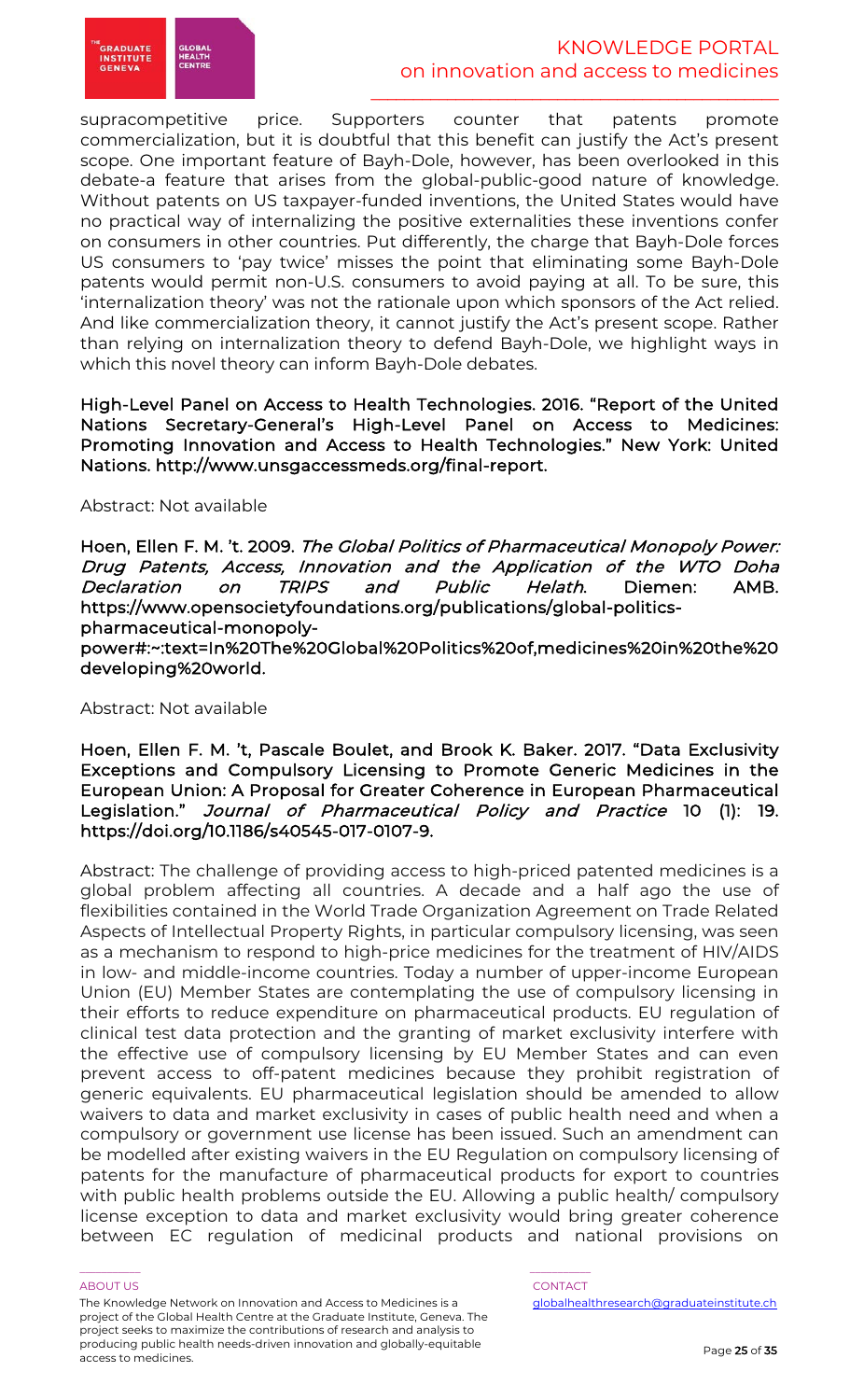supracompetitive price. Supporters counter that patents promote commercialization, but it is doubtful that this benefit can justify the Act's present scope. One important feature of Bayh-Dole, however, has been overlooked in this debate-a feature that arises from the global-public-good nature of knowledge. Without patents on US taxpayer-funded inventions, the United States would have no practical way of internalizing the positive externalities these inventions confer on consumers in other countries. Put differently, the charge that Bayh-Dole forces US consumers to 'pay twice' misses the point that eliminating some Bayh-Dole patents would permit non-U.S. consumers to avoid paying at all. To be sure, this 'internalization theory' was not the rationale upon which sponsors of the Act relied. And like commercialization theory, it cannot justify the Act's present scope. Rather than relying on internalization theory to defend Bayh-Dole, we highlight ways in which this novel theory can inform Bayh-Dole debates.

**High-Level Panel on Access to Health Technologies. 2016. "Report of the United Nations Secretary-General's High-Level Panel on Access to Medicines: Promoting Innovation and Access to Health Technologies." New York: United Nations. http://www.unsgaccessmeds.org/final-report.**

Abstract: Not available

**Hoen, Ellen F. M. 't. 2009. *The Global Politics of Pharmaceutical Monopoly Power: Drug Patents, Access, Innovation and the Application of the WTO Doha Declaration on TRIPS and Public Helath*. Diemen: AMB. https://www.opensocietyfoundations.org/publications/global-politics-pharmaceutical-monopoly-power#:~:text=In%20The%20Global%20Politics%20of,medicines%20in%20the%20developing%20world.**

Abstract: Not available

**Hoen, Ellen F. M. 't, Pascale Boulet, and Brook K. Baker. 2017. "Data Exclusivity Exceptions and Compulsory Licensing to Promote Generic Medicines in the European Union: A Proposal for Greater Coherence in European Pharmaceutical Legislation." *Journal of Pharmaceutical Policy and Practice* 10 (1): 19. https://doi.org/10.1186/s40545-017-0107-9.**

Abstract: The challenge of providing access to high-priced patented medicines is a global problem affecting all countries. A decade and a half ago the use of flexibilities contained in the World Trade Organization Agreement on Trade Related Aspects of Intellectual Property Rights, in particular compulsory licensing, was seen as a mechanism to respond to high-price medicines for the treatment of HIV/AIDS in low- and middle-income countries. Today a number of upper-income European Union (EU) Member States are contemplating the use of compulsory licensing in their efforts to reduce expenditure on pharmaceutical products. EU regulation of clinical test data protection and the granting of market exclusivity interfere with the effective use of compulsory licensing by EU Member States and can even prevent access to off-patent medicines because they prohibit registration of generic equivalents. EU pharmaceutical legislation should be amended to allow waivers to data and market exclusivity in cases of public health need and when a compulsory or government use license has been issued. Such an amendment can be modelled after existing waivers in the EU Regulation on compulsory licensing of patents for the manufacture of pharmaceutical products for export to countries with public health problems outside the EU. Allowing a public health/ compulsory license exception to data and market exclusivity would bring greater coherence between EC regulation of medicinal products and national provisions on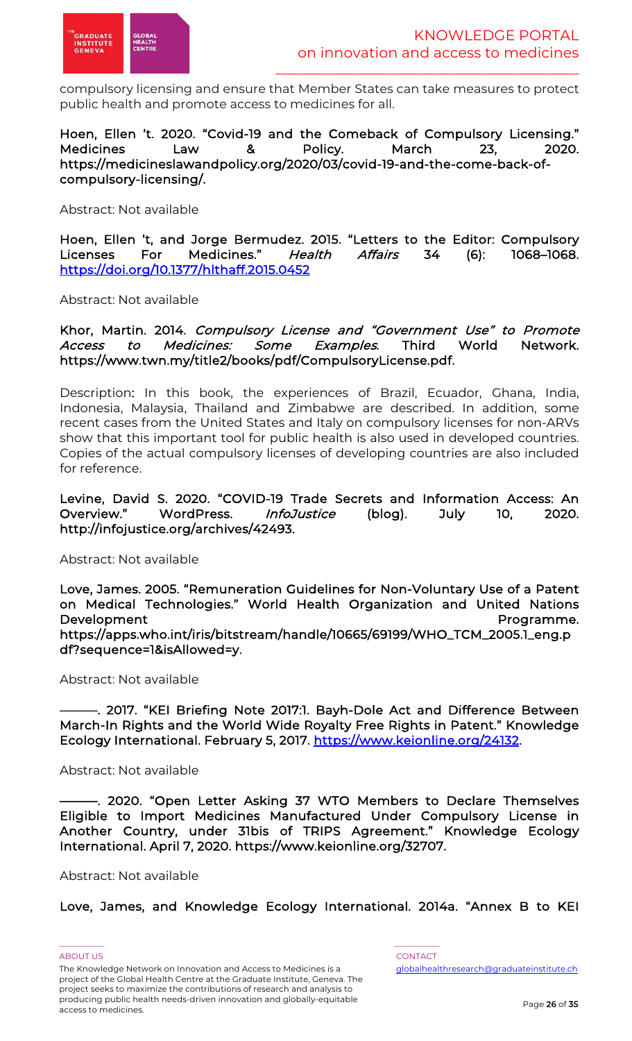compulsory licensing and ensure that Member States can take measures to protect public health and promote access to medicines for all.

**Hoen, Ellen 't. 2020. "Covid-19 and the Comeback of Compulsory Licensing." Medicines Law & Policy. March 23, 2020. https://medicineslawandpolicy.org/2020/03/covid-19-and-the-come-back-of-compulsory-licensing/.**

Abstract: Not available

**Hoen, Ellen 't, and Jorge Bermudez. 2015. "Letters to the Editor: Compulsory Licenses For Medicines."** ***Health Affairs*** **34 (6): 1068–1068. https://doi.org/10.1377/hlthaff.2015.0452**

Abstract: Not available

**Khor, Martin. 2014.** ***Compulsory License and "Government Use" to Promote Access to Medicines: Some Examples*****. Third World Network. https://www.twn.my/title2/books/pdf/CompulsoryLicense.pdf.**

Description: In this book, the experiences of Brazil, Ecuador, Ghana, India, Indonesia, Malaysia, Thailand and Zimbabwe are described. In addition, some recent cases from the United States and Italy on compulsory licenses for non-ARVs show that this important tool for public health is also used in developed countries. Copies of the actual compulsory licenses of developing countries are also included for reference.

**Levine, David S. 2020. "COVID-19 Trade Secrets and Information Access: An Overview." WordPress.** ***InfoJustice*** **(blog). July 10, 2020. http://infojustice.org/archives/42493.**

Abstract: Not available

**Love, James. 2005. "Remuneration Guidelines for Non-Voluntary Use of a Patent on Medical Technologies." World Health Organization and United Nations Development Programme. https://apps.who.int/iris/bitstream/handle/10665/69199/WHO_TCM_2005.1_eng.pdf?sequence=1&isAllowed=y.**

Abstract: Not available

**———. 2017. "KEI Briefing Note 2017:1. Bayh-Dole Act and Difference Between March-In Rights and the World Wide Royalty Free Rights in Patent." Knowledge Ecology International. February 5, 2017. https://www.keionline.org/24132.**

Abstract: Not available

**———. 2020. "Open Letter Asking 37 WTO Members to Declare Themselves Eligible to Import Medicines Manufactured Under Compulsory License in Another Country, under 31bis of TRIPS Agreement." Knowledge Ecology International. April 7, 2020. https://www.keionline.org/32707.**

Abstract: Not available

**Love, James, and Knowledge Ecology International. 2014a. "Annex B to KEI**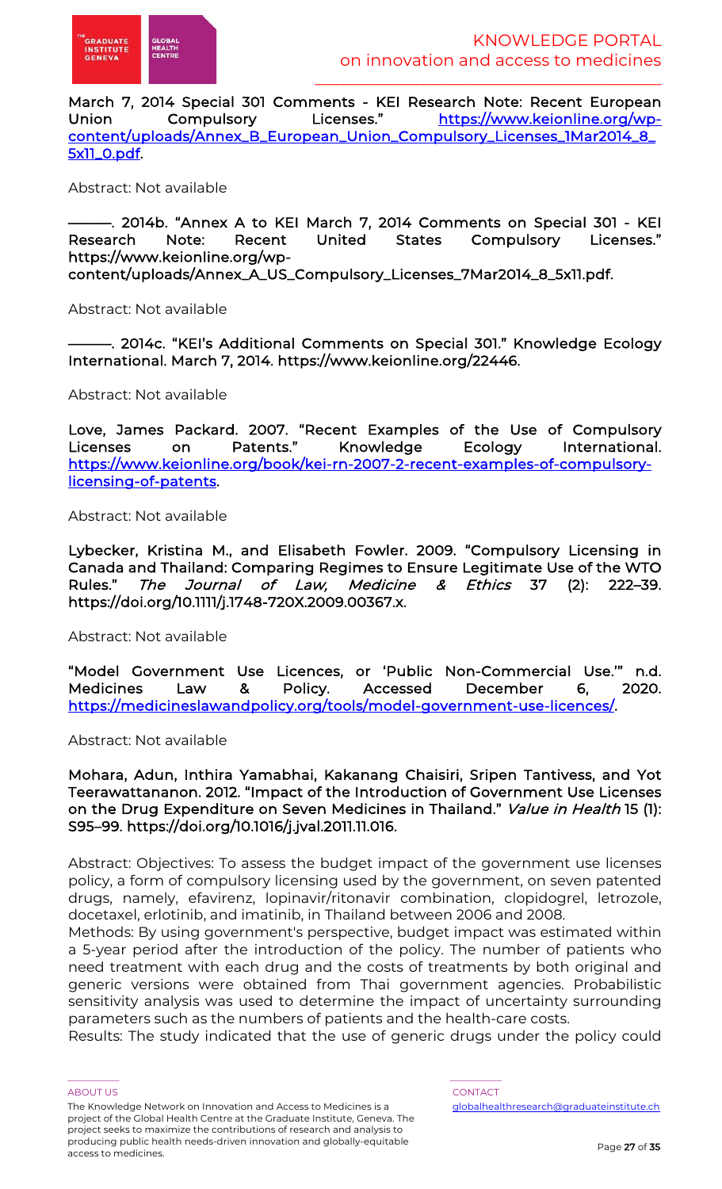**March 7, 2014 Special 301 Comments - KEI Research Note: Recent European Union Compulsory Licenses." [https://www.keionline.org/wp-content/uploads/Annex_B_European_Union_Compulsory_Licenses_1Mar2014_8_5x11_0.pdf](https://www.keionline.org/wp-content/uploads/Annex_B_European_Union_Compulsory_Licenses_1Mar2014_8_5x11_0.pdf).**

Abstract: Not available

**———. 2014b. "Annex A to KEI March 7, 2014 Comments on Special 301 - KEI Research Note: Recent United States Compulsory Licenses." https://www.keionline.org/wp-content/uploads/Annex_A_US_Compulsory_Licenses_7Mar2014_8_5x11.pdf.**

Abstract: Not available

**———. 2014c. "KEI's Additional Comments on Special 301." Knowledge Ecology International. March 7, 2014. https://www.keionline.org/22446.**

Abstract: Not available

**Love, James Packard. 2007. "Recent Examples of the Use of Compulsory Licenses on Patents." Knowledge Ecology International. [https://www.keionline.org/book/kei-rn-2007-2-recent-examples-of-compulsory-licensing-of-patents](https://www.keionline.org/book/kei-rn-2007-2-recent-examples-of-compulsory-licensing-of-patents).**

Abstract: Not available

**Lybecker, Kristina M., and Elisabeth Fowler. 2009. "Compulsory Licensing in Canada and Thailand: Comparing Regimes to Ensure Legitimate Use of the WTO Rules."** ***The Journal of Law, Medicine & Ethics*** **37 (2): 222–39. https://doi.org/10.1111/j.1748-720X.2009.00367.x.**

Abstract: Not available

**"Model Government Use Licences, or 'Public Non-Commercial Use.'" n.d. Medicines Law & Policy. Accessed December 6, 2020. [https://medicineslawandpolicy.org/tools/model-government-use-licences/](https://medicineslawandpolicy.org/tools/model-government-use-licences/).**

Abstract: Not available

**Mohara, Adun, Inthira Yamabhai, Kakanang Chaisiri, Sripen Tantivess, and Yot Teerawattananon. 2012. "Impact of the Introduction of Government Use Licenses on the Drug Expenditure on Seven Medicines in Thailand."** ***Value in Health*** **15 (1): S95–99. https://doi.org/10.1016/j.jval.2011.11.016.**

Abstract: Objectives: To assess the budget impact of the government use licenses policy, a form of compulsory licensing used by the government, on seven patented drugs, namely, efavirenz, lopinavir/ritonavir combination, clopidogrel, letrozole, docetaxel, erlotinib, and imatinib, in Thailand between 2006 and 2008.
Methods: By using government's perspective, budget impact was estimated within a 5-year period after the introduction of the policy. The number of patients who need treatment with each drug and the costs of treatments by both original and generic versions were obtained from Thai government agencies. Probabilistic sensitivity analysis was used to determine the impact of uncertainty surrounding parameters such as the numbers of patients and the health-care costs.
Results: The study indicated that the use of generic drugs under the policy could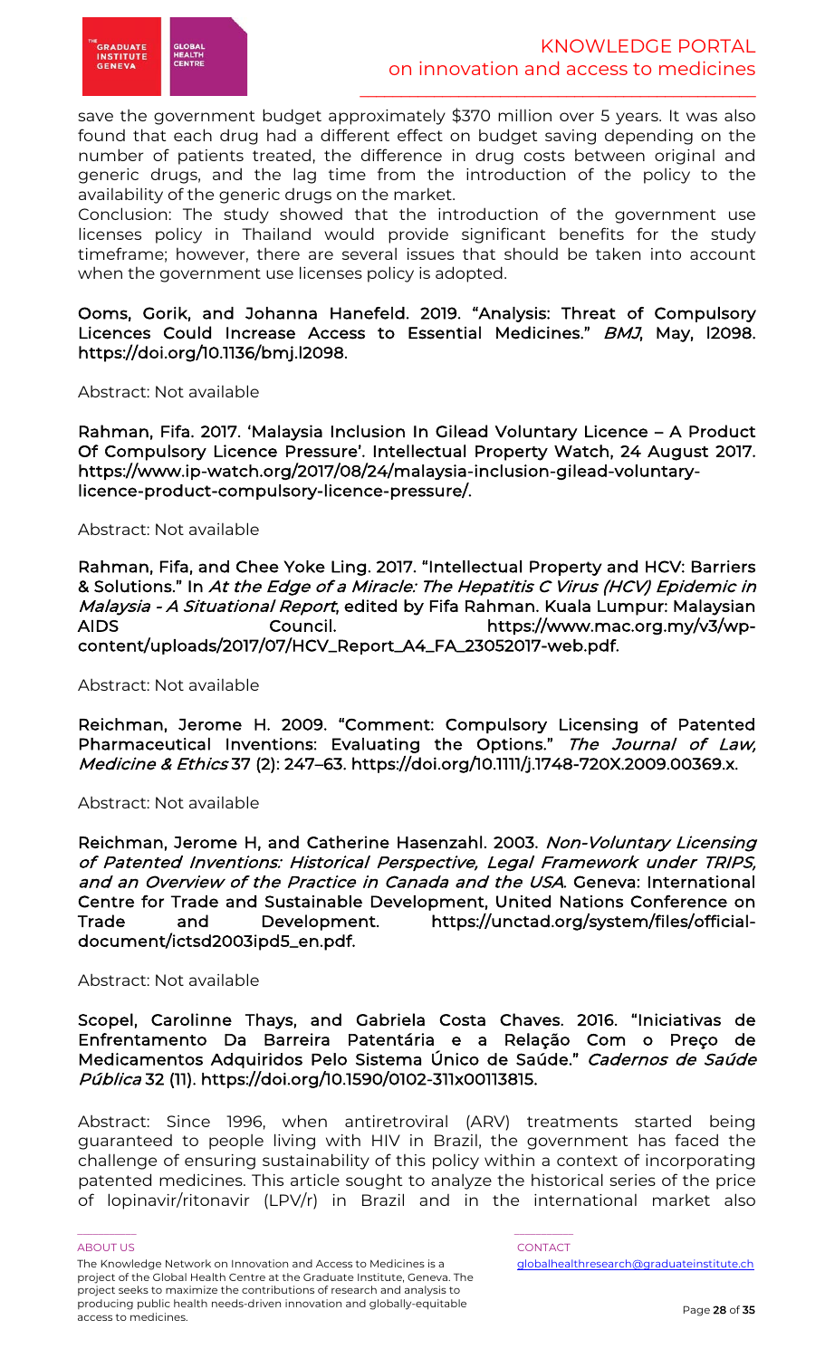save the government budget approximately $370 million over 5 years. It was also found that each drug had a different effect on budget saving depending on the number of patients treated, the difference in drug costs between original and generic drugs, and the lag time from the introduction of the policy to the availability of the generic drugs on the market.

Conclusion: The study showed that the introduction of the government use licenses policy in Thailand would provide significant benefits for the study timeframe; however, there are several issues that should be taken into account when the government use licenses policy is adopted.

**Ooms, Gorik, and Johanna Hanefeld. 2019. "Analysis: Threat of Compulsory Licences Could Increase Access to Essential Medicines."** ***BMJ*****, May, l2098. https://doi.org/10.1136/bmj.l2098.**

Abstract: Not available

**Rahman, Fifa. 2017. 'Malaysia Inclusion In Gilead Voluntary Licence – A Product Of Compulsory Licence Pressure'. Intellectual Property Watch, 24 August 2017. https://www.ip-watch.org/2017/08/24/malaysia-inclusion-gilead-voluntary-licence-product-compulsory-licence-pressure/.**

Abstract: Not available

**Rahman, Fifa, and Chee Yoke Ling. 2017. "Intellectual Property and HCV: Barriers & Solutions." In** ***At the Edge of a Miracle: The Hepatitis C Virus (HCV) Epidemic in Malaysia - A Situational Report*****, edited by Fifa Rahman. Kuala Lumpur: Malaysian AIDS Council. https://www.mac.org.my/v3/wp-content/uploads/2017/07/HCV_Report_A4_FA_23052017-web.pdf.**

Abstract: Not available

**Reichman, Jerome H. 2009. "Comment: Compulsory Licensing of Patented Pharmaceutical Inventions: Evaluating the Options."** ***The Journal of Law, Medicine & Ethics*** **37 (2): 247–63. https://doi.org/10.1111/j.1748-720X.2009.00369.x.**

Abstract: Not available

**Reichman, Jerome H, and Catherine Hasenzahl. 2003.** ***Non-Voluntary Licensing of Patented Inventions: Historical Perspective, Legal Framework under TRIPS, and an Overview of the Practice in Canada and the USA*****. Geneva: International Centre for Trade and Sustainable Development, United Nations Conference on Trade and Development. https://unctad.org/system/files/official-document/ictsd2003ipd5_en.pdf.**

Abstract: Not available

**Scopel, Carolinne Thays, and Gabriela Costa Chaves. 2016. "Iniciativas de Enfrentamento Da Barreira Patentária e a Relação Com o Preço de Medicamentos Adquiridos Pelo Sistema Único de Saúde."** ***Cadernos de Saúde Pública*** **32 (11). https://doi.org/10.1590/0102-311x00113815.**

Abstract: Since 1996, when antiretroviral (ARV) treatments started being guaranteed to people living with HIV in Brazil, the government has faced the challenge of ensuring sustainability of this policy within a context of incorporating patented medicines. This article sought to analyze the historical series of the price of lopinavir/ritonavir (LPV/r) in Brazil and in the international market also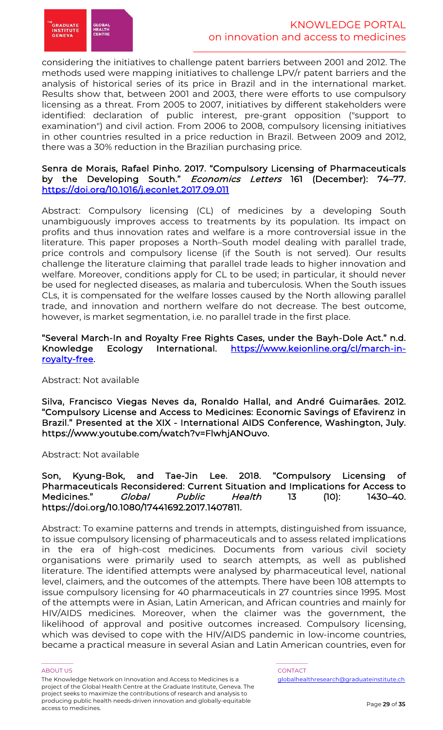considering the initiatives to challenge patent barriers between 2001 and 2012. The methods used were mapping initiatives to challenge LPV/r patent barriers and the analysis of historical series of its price in Brazil and in the international market. Results show that, between 2001 and 2003, there were efforts to use compulsory licensing as a threat. From 2005 to 2007, initiatives by different stakeholders were identified: declaration of public interest, pre-grant opposition ("support to examination") and civil action. From 2006 to 2008, compulsory licensing initiatives in other countries resulted in a price reduction in Brazil. Between 2009 and 2012, there was a 30% reduction in the Brazilian purchasing price.

**Senra de Morais, Rafael Pinho. 2017. "Compulsory Licensing of Pharmaceuticals by the Developing South."** ***Economics Letters*** **161 (December): 74–77. https://doi.org/10.1016/j.econlet.2017.09.011**

Abstract: Compulsory licensing (CL) of medicines by a developing South unambiguously improves access to treatments by its population. Its impact on profits and thus innovation rates and welfare is a more controversial issue in the literature. This paper proposes a North–South model dealing with parallel trade, price controls and compulsory license (if the South is not served). Our results challenge the literature claiming that parallel trade leads to higher innovation and welfare. Moreover, conditions apply for CL to be used; in particular, it should never be used for neglected diseases, as malaria and tuberculosis. When the South issues CLs, it is compensated for the welfare losses caused by the North allowing parallel trade, and innovation and northern welfare do not decrease. The best outcome, however, is market segmentation, i.e. no parallel trade in the first place.

**"Several March-In and Royalty Free Rights Cases, under the Bayh-Dole Act." n.d. Knowledge Ecology International. https://www.keionline.org/cl/march-in-royalty-free.**

Abstract: Not available

**Silva, Francisco Viegas Neves da, Ronaldo Hallal, and André Guimarães. 2012. "Compulsory License and Access to Medicines: Economic Savings of Efavirenz in Brazil." Presented at the XIX - International AIDS Conference, Washington, July. https://www.youtube.com/watch?v=FlwhjANOuvo.**

Abstract: Not available

**Son, Kyung-Bok, and Tae-Jin Lee. 2018. "Compulsory Licensing of Pharmaceuticals Reconsidered: Current Situation and Implications for Access to Medicines."** ***Global Public Health*** **13 (10): 1430–40. https://doi.org/10.1080/17441692.2017.1407811.**

Abstract: To examine patterns and trends in attempts, distinguished from issuance, to issue compulsory licensing of pharmaceuticals and to assess related implications in the era of high-cost medicines. Documents from various civil society organisations were primarily used to search attempts, as well as published literature. The identified attempts were analysed by pharmaceutical level, national level, claimers, and the outcomes of the attempts. There have been 108 attempts to issue compulsory licensing for 40 pharmaceuticals in 27 countries since 1995. Most of the attempts were in Asian, Latin American, and African countries and mainly for HIV/AIDS medicines. Moreover, when the claimer was the government, the likelihood of approval and positive outcomes increased. Compulsory licensing, which was devised to cope with the HIV/AIDS pandemic in low-income countries, became a practical measure in several Asian and Latin American countries, even for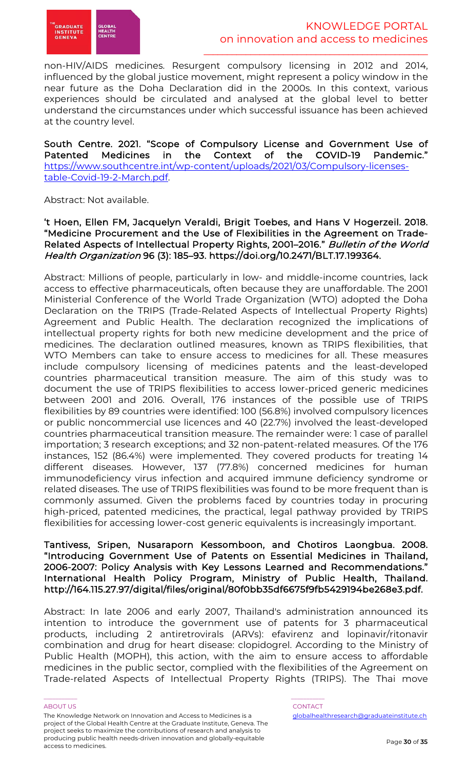non-HIV/AIDS medicines. Resurgent compulsory licensing in 2012 and 2014, influenced by the global justice movement, might represent a policy window in the near future as the Doha Declaration did in the 2000s. In this context, various experiences should be circulated and analysed at the global level to better understand the circumstances under which successful issuance has been achieved at the country level.

**South Centre. 2021. "Scope of Compulsory License and Government Use of Patented Medicines in the Context of the COVID-19 Pandemic."** https://www.southcentre.int/wp-content/uploads/2021/03/Compulsory-licenses-table-Covid-19-2-March.pdf.

Abstract: Not available.

**'t Hoen, Ellen FM, Jacquelyn Veraldi, Brigit Toebes, and Hans V Hogerzeil. 2018. "Medicine Procurement and the Use of Flexibilities in the Agreement on Trade-Related Aspects of Intellectual Property Rights, 2001–2016."** ***Bulletin of the World Health Organization*** **96 (3): 185–93. https://doi.org/10.2471/BLT.17.199364.**

Abstract: Millions of people, particularly in low- and middle-income countries, lack access to effective pharmaceuticals, often because they are unaffordable. The 2001 Ministerial Conference of the World Trade Organization (WTO) adopted the Doha Declaration on the TRIPS (Trade-Related Aspects of Intellectual Property Rights) Agreement and Public Health. The declaration recognized the implications of intellectual property rights for both new medicine development and the price of medicines. The declaration outlined measures, known as TRIPS flexibilities, that WTO Members can take to ensure access to medicines for all. These measures include compulsory licensing of medicines patents and the least-developed countries pharmaceutical transition measure. The aim of this study was to document the use of TRIPS flexibilities to access lower-priced generic medicines between 2001 and 2016. Overall, 176 instances of the possible use of TRIPS flexibilities by 89 countries were identified: 100 (56.8%) involved compulsory licences or public noncommercial use licences and 40 (22.7%) involved the least-developed countries pharmaceutical transition measure. The remainder were: 1 case of parallel importation; 3 research exceptions; and 32 non-patent-related measures. Of the 176 instances, 152 (86.4%) were implemented. They covered products for treating 14 different diseases. However, 137 (77.8%) concerned medicines for human immunodeficiency virus infection and acquired immune deficiency syndrome or related diseases. The use of TRIPS flexibilities was found to be more frequent than is commonly assumed. Given the problems faced by countries today in procuring high-priced, patented medicines, the practical, legal pathway provided by TRIPS flexibilities for accessing lower-cost generic equivalents is increasingly important.

**Tantivess, Sripen, Nusaraporn Kessomboon, and Chotiros Laongbua. 2008. "Introducing Government Use of Patents on Essential Medicines in Thailand, 2006-2007: Policy Analysis with Key Lessons Learned and Recommendations." International Health Policy Program, Ministry of Public Health, Thailand. http://164.115.27.97/digital/files/original/80f0bb35df6675f9fb5429194be268e3.pdf.**

Abstract: In late 2006 and early 2007, Thailand's administration announced its intention to introduce the government use of patents for 3 pharmaceutical products, including 2 antiretrovirals (ARVs): efavirenz and lopinavir/ritonavir combination and drug for heart disease: clopidogrel. According to the Ministry of Public Health (MOPH), this action, with the aim to ensure access to affordable medicines in the public sector, complied with the flexibilities of the Agreement on Trade-related Aspects of Intellectual Property Rights (TRIPS). The Thai move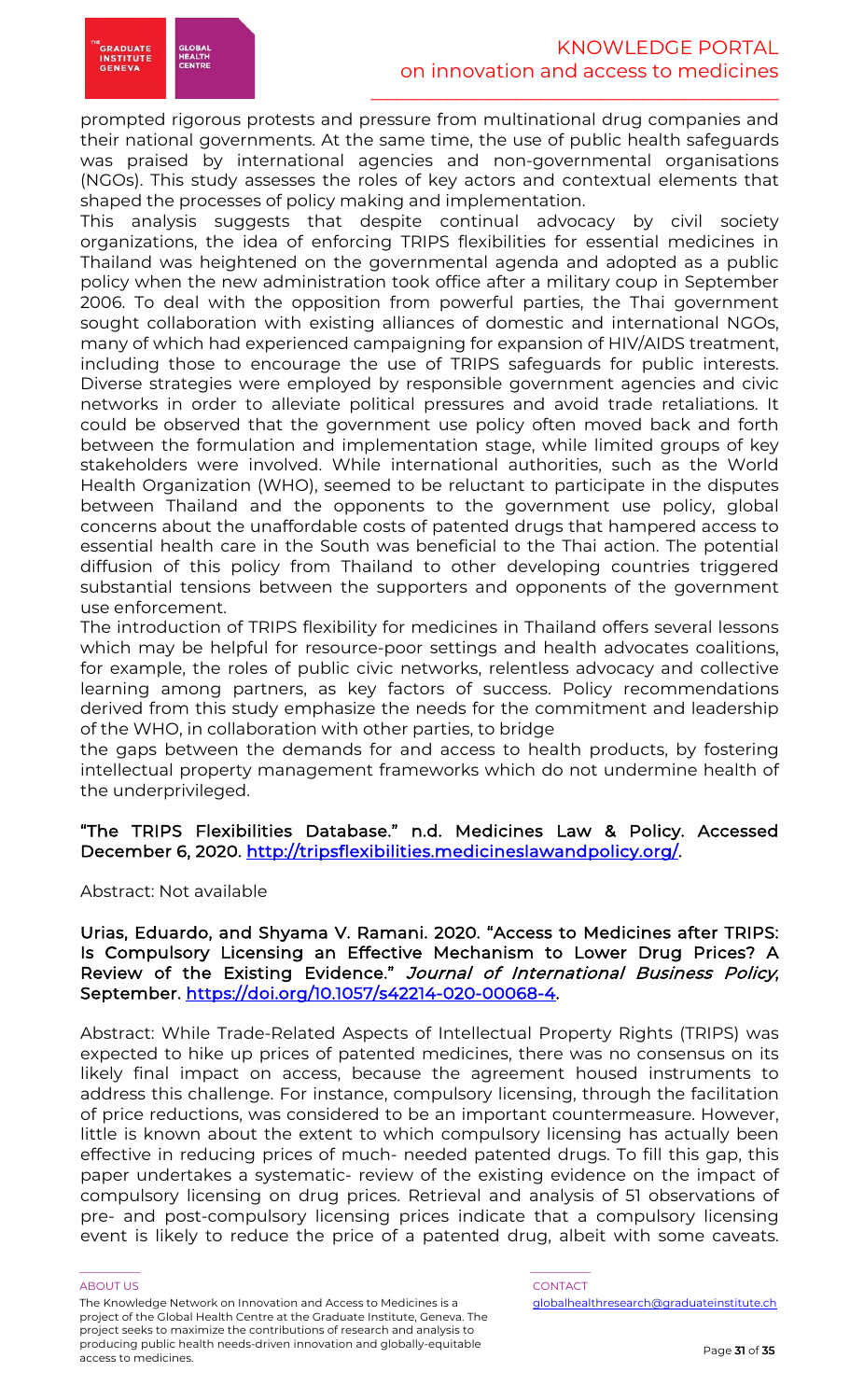prompted rigorous protests and pressure from multinational drug companies and their national governments. At the same time, the use of public health safeguards was praised by international agencies and non-governmental organisations (NGOs). This study assesses the roles of key actors and contextual elements that shaped the processes of policy making and implementation.

This analysis suggests that despite continual advocacy by civil society organizations, the idea of enforcing TRIPS flexibilities for essential medicines in Thailand was heightened on the governmental agenda and adopted as a public policy when the new administration took office after a military coup in September 2006. To deal with the opposition from powerful parties, the Thai government sought collaboration with existing alliances of domestic and international NGOs, many of which had experienced campaigning for expansion of HIV/AIDS treatment, including those to encourage the use of TRIPS safeguards for public interests. Diverse strategies were employed by responsible government agencies and civic networks in order to alleviate political pressures and avoid trade retaliations. It could be observed that the government use policy often moved back and forth between the formulation and implementation stage, while limited groups of key stakeholders were involved. While international authorities, such as the World Health Organization (WHO), seemed to be reluctant to participate in the disputes between Thailand and the opponents to the government use policy, global concerns about the unaffordable costs of patented drugs that hampered access to essential health care in the South was beneficial to the Thai action. The potential diffusion of this policy from Thailand to other developing countries triggered substantial tensions between the supporters and opponents of the government use enforcement.

The introduction of TRIPS flexibility for medicines in Thailand offers several lessons which may be helpful for resource-poor settings and health advocates coalitions, for example, the roles of public civic networks, relentless advocacy and collective learning among partners, as key factors of success. Policy recommendations derived from this study emphasize the needs for the commitment and leadership of the WHO, in collaboration with other parties, to bridge the gaps between the demands for and access to health products, by fostering intellectual property management frameworks which do not undermine health of the underprivileged.

**"The TRIPS Flexibilities Database." n.d. Medicines Law & Policy. Accessed December 6, 2020. http://tripsflexibilities.medicineslawandpolicy.org/.**

Abstract: Not available

**Urias, Eduardo, and Shyama V. Ramani. 2020. "Access to Medicines after TRIPS: Is Compulsory Licensing an Effective Mechanism to Lower Drug Prices? A Review of the Existing Evidence."** ***Journal of International Business Policy*****, September. https://doi.org/10.1057/s42214-020-00068-4.**

Abstract: While Trade-Related Aspects of Intellectual Property Rights (TRIPS) was expected to hike up prices of patented medicines, there was no consensus on its likely final impact on access, because the agreement housed instruments to address this challenge. For instance, compulsory licensing, through the facilitation of price reductions, was considered to be an important countermeasure. However, little is known about the extent to which compulsory licensing has actually been effective in reducing prices of much- needed patented drugs. To fill this gap, this paper undertakes a systematic- review of the existing evidence on the impact of compulsory licensing on drug prices. Retrieval and analysis of 51 observations of pre- and post-compulsory licensing prices indicate that a compulsory licensing event is likely to reduce the price of a patented drug, albeit with some caveats.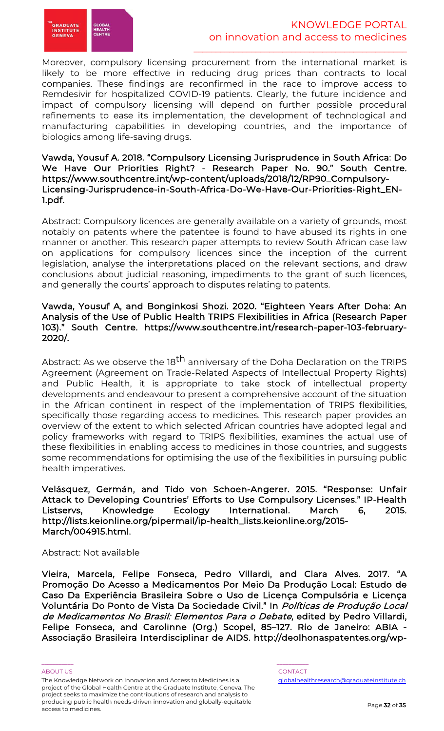Moreover, compulsory licensing procurement from the international market is likely to be more effective in reducing drug prices than contracts to local companies. These findings are reconfirmed in the race to improve access to Remdesivir for hospitalized COVID-19 patients. Clearly, the future incidence and impact of compulsory licensing will depend on further possible procedural refinements to ease its implementation, the development of technological and manufacturing capabilities in developing countries, and the importance of biologics among life-saving drugs.

**Vawda, Yousuf A. 2018. "Compulsory Licensing Jurisprudence in South Africa: Do We Have Our Priorities Right? - Research Paper No. 90." South Centre. https://www.southcentre.int/wp-content/uploads/2018/12/RP90_Compulsory-Licensing-Jurisprudence-in-South-Africa-Do-We-Have-Our-Priorities-Right_EN-1.pdf.**

Abstract: Compulsory licences are generally available on a variety of grounds, most notably on patents where the patentee is found to have abused its rights in one manner or another. This research paper attempts to review South African case law on applications for compulsory licences since the inception of the current legislation, analyse the interpretations placed on the relevant sections, and draw conclusions about judicial reasoning, impediments to the grant of such licences, and generally the courts' approach to disputes relating to patents.

**Vawda, Yousuf A, and Bonginkosi Shozi. 2020. "Eighteen Years After Doha: An Analysis of the Use of Public Health TRIPS Flexibilities in Africa (Research Paper 103)." South Centre. https://www.southcentre.int/research-paper-103-february-2020/.**

Abstract: As we observe the 18th anniversary of the Doha Declaration on the TRIPS Agreement (Agreement on Trade-Related Aspects of Intellectual Property Rights) and Public Health, it is appropriate to take stock of intellectual property developments and endeavour to present a comprehensive account of the situation in the African continent in respect of the implementation of TRIPS flexibilities, specifically those regarding access to medicines. This research paper provides an overview of the extent to which selected African countries have adopted legal and policy frameworks with regard to TRIPS flexibilities, examines the actual use of these flexibilities in enabling access to medicines in those countries, and suggests some recommendations for optimising the use of the flexibilities in pursuing public health imperatives.

**Velásquez, Germán, and Tido von Schoen-Angerer. 2015. "Response: Unfair Attack to Developing Countries' Efforts to Use Compulsory Licenses." IP-Health Listservs, Knowledge Ecology International. March 6, 2015. http://lists.keionline.org/pipermail/ip-health_lists.keionline.org/2015-March/004915.html.**

Abstract: Not available

**Vieira, Marcela, Felipe Fonseca, Pedro Villardi, and Clara Alves. 2017. "A Promoção Do Acesso a Medicamentos Por Meio Da Produção Local: Estudo de Caso Da Experiência Brasileira Sobre o Uso de Licença Compulsória e Licença Voluntária Do Ponto de Vista Da Sociedade Civil." In *Políticas de Produção Local de Medicamentos No Brasil: Elementos Para o Debate*, edited by Pedro Villardi, Felipe Fonseca, and Carolinne (Org.) Scopel, 85–127. Rio de Janeiro: ABIA - Associação Brasileira Interdisciplinar de AIDS. http://deolhonaspatentes.org/wp-**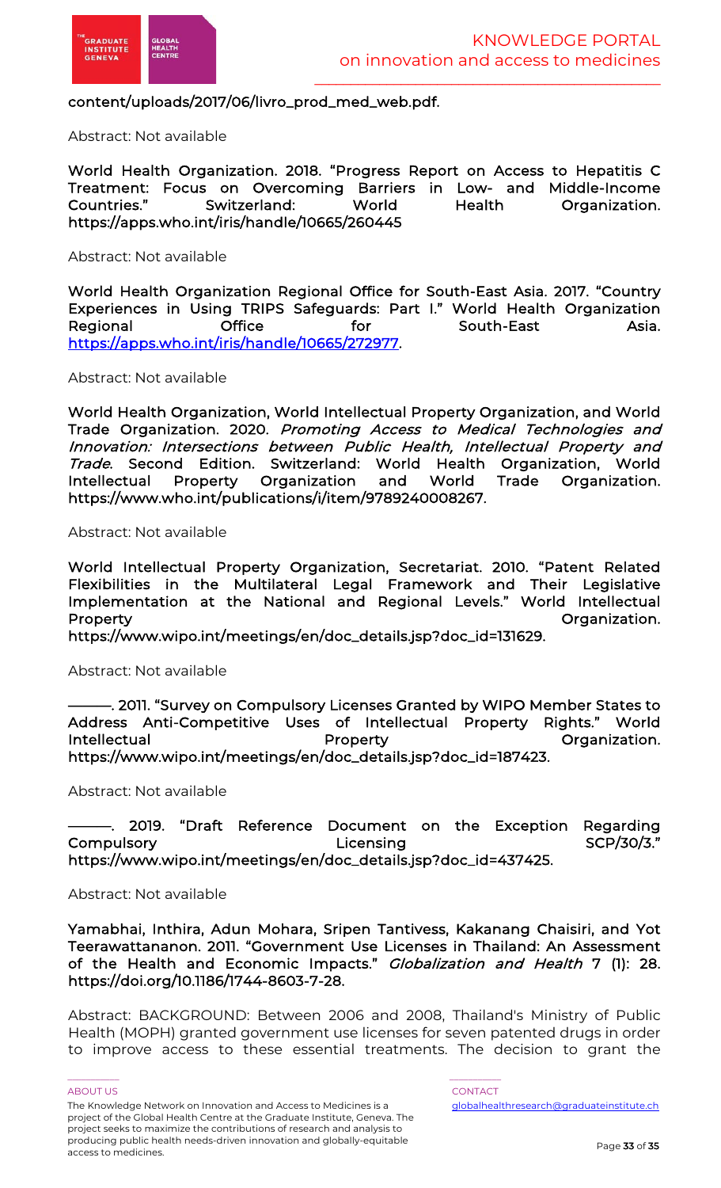content/uploads/2017/06/livro_prod_med_web.pdf.

Abstract: Not available

**World Health Organization. 2018. "Progress Report on Access to Hepatitis C Treatment: Focus on Overcoming Barriers in Low- and Middle-Income Countries." Switzerland: World Health Organization. https://apps.who.int/iris/handle/10665/260445**

Abstract: Not available

**World Health Organization Regional Office for South-East Asia. 2017. "Country Experiences in Using TRIPS Safeguards: Part I." World Health Organization Regional Office for South-East Asia. [https://apps.who.int/iris/handle/10665/272977](https://apps.who.int/iris/handle/10665/272977).**

Abstract: Not available

**World Health Organization, World Intellectual Property Organization, and World Trade Organization. 2020. *Promoting Access to Medical Technologies and Innovation: Intersections between Public Health, Intellectual Property and Trade*. Second Edition. Switzerland: World Health Organization, World Intellectual Property Organization and World Trade Organization. https://www.who.int/publications/i/item/9789240008267.**

Abstract: Not available

**World Intellectual Property Organization, Secretariat. 2010. "Patent Related Flexibilities in the Multilateral Legal Framework and Their Legislative Implementation at the National and Regional Levels." World Intellectual Property Organization. https://www.wipo.int/meetings/en/doc_details.jsp?doc_id=131629.**

Abstract: Not available

**———. 2011. "Survey on Compulsory Licenses Granted by WIPO Member States to Address Anti-Competitive Uses of Intellectual Property Rights." World Intellectual Property Organization. https://www.wipo.int/meetings/en/doc_details.jsp?doc_id=187423.**

Abstract: Not available

**———. 2019. "Draft Reference Document on the Exception Regarding Compulsory Licensing SCP/30/3." https://www.wipo.int/meetings/en/doc_details.jsp?doc_id=437425.**

Abstract: Not available

**Yamabhai, Inthira, Adun Mohara, Sripen Tantivess, Kakanang Chaisiri, and Yot Teerawattananon. 2011. "Government Use Licenses in Thailand: An Assessment of the Health and Economic Impacts." *Globalization and Health* 7 (1): 28. https://doi.org/10.1186/1744-8603-7-28.**

Abstract: BACKGROUND: Between 2006 and 2008, Thailand's Ministry of Public Health (MOPH) granted government use licenses for seven patented drugs in order to improve access to these essential treatments. The decision to grant the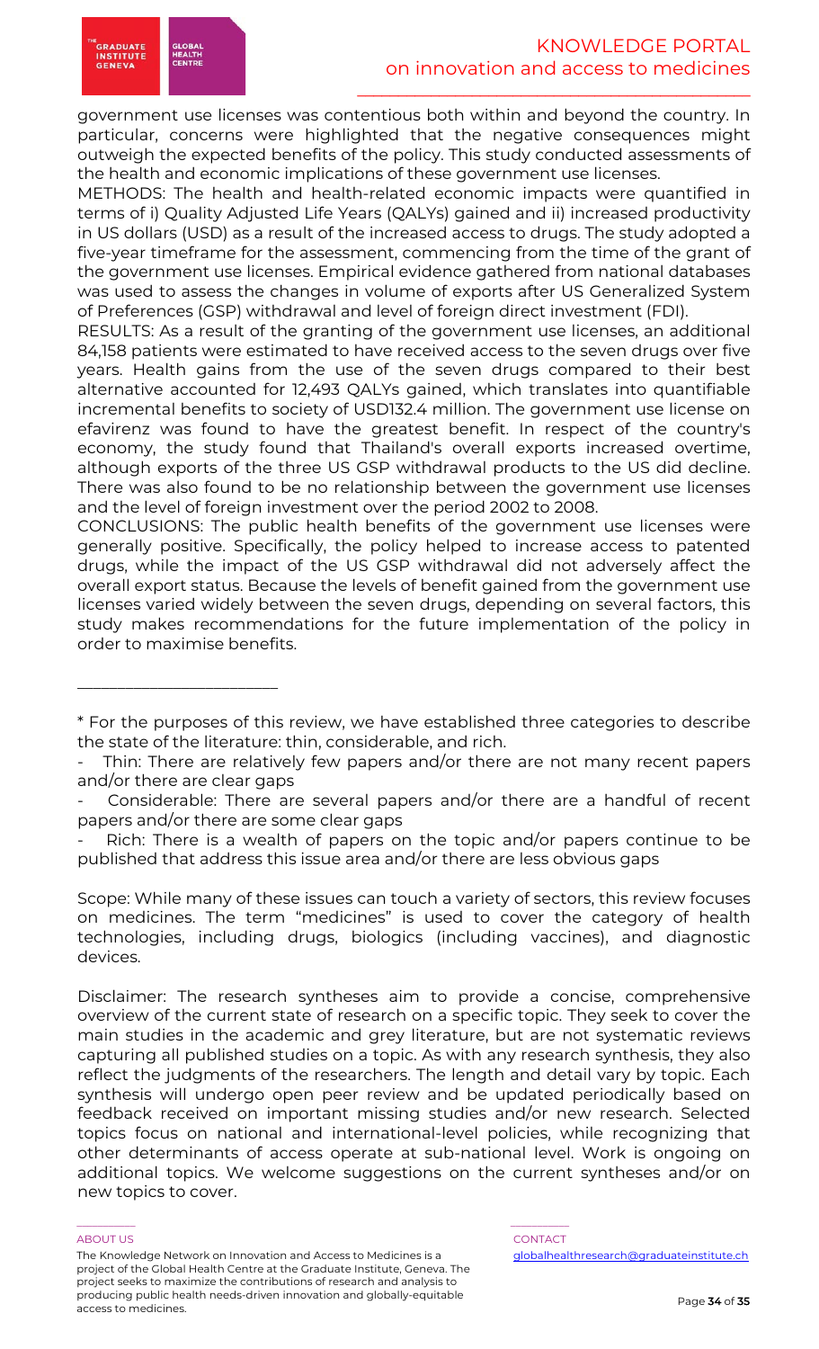government use licenses was contentious both within and beyond the country. In particular, concerns were highlighted that the negative consequences might outweigh the expected benefits of the policy. This study conducted assessments of the health and economic implications of these government use licenses.

METHODS: The health and health-related economic impacts were quantified in terms of i) Quality Adjusted Life Years (QALYs) gained and ii) increased productivity in US dollars (USD) as a result of the increased access to drugs. The study adopted a five-year timeframe for the assessment, commencing from the time of the grant of the government use licenses. Empirical evidence gathered from national databases was used to assess the changes in volume of exports after US Generalized System of Preferences (GSP) withdrawal and level of foreign direct investment (FDI).

RESULTS: As a result of the granting of the government use licenses, an additional 84,158 patients were estimated to have received access to the seven drugs over five years. Health gains from the use of the seven drugs compared to their best alternative accounted for 12,493 QALYs gained, which translates into quantifiable incremental benefits to society of USD132.4 million. The government use license on efavirenz was found to have the greatest benefit. In respect of the country's economy, the study found that Thailand's overall exports increased overtime, although exports of the three US GSP withdrawal products to the US did decline. There was also found to be no relationship between the government use licenses and the level of foreign investment over the period 2002 to 2008.

CONCLUSIONS: The public health benefits of the government use licenses were generally positive. Specifically, the policy helped to increase access to patented drugs, while the impact of the US GSP withdrawal did not adversely affect the overall export status. Because the levels of benefit gained from the government use licenses varied widely between the seven drugs, depending on several factors, this study makes recommendations for the future implementation of the policy in order to maximise benefits.

---

* For the purposes of this review, we have established three categories to describe the state of the literature: thin, considerable, and rich.

- Thin: There are relatively few papers and/or there are not many recent papers and/or there are clear gaps
- Considerable: There are several papers and/or there are a handful of recent papers and/or there are some clear gaps
- Rich: There is a wealth of papers on the topic and/or papers continue to be published that address this issue area and/or there are less obvious gaps

Scope: While many of these issues can touch a variety of sectors, this review focuses on medicines. The term "medicines" is used to cover the category of health technologies, including drugs, biologics (including vaccines), and diagnostic devices.

Disclaimer: The research syntheses aim to provide a concise, comprehensive overview of the current state of research on a specific topic. They seek to cover the main studies in the academic and grey literature, but are not systematic reviews capturing all published studies on a topic. As with any research synthesis, they also reflect the judgments of the researchers. The length and detail vary by topic. Each synthesis will undergo open peer review and be updated periodically based on feedback received on important missing studies and/or new research. Selected topics focus on national and international-level policies, while recognizing that other determinants of access operate at sub-national level. Work is ongoing on additional topics. We welcome suggestions on the current syntheses and/or on new topics to cover.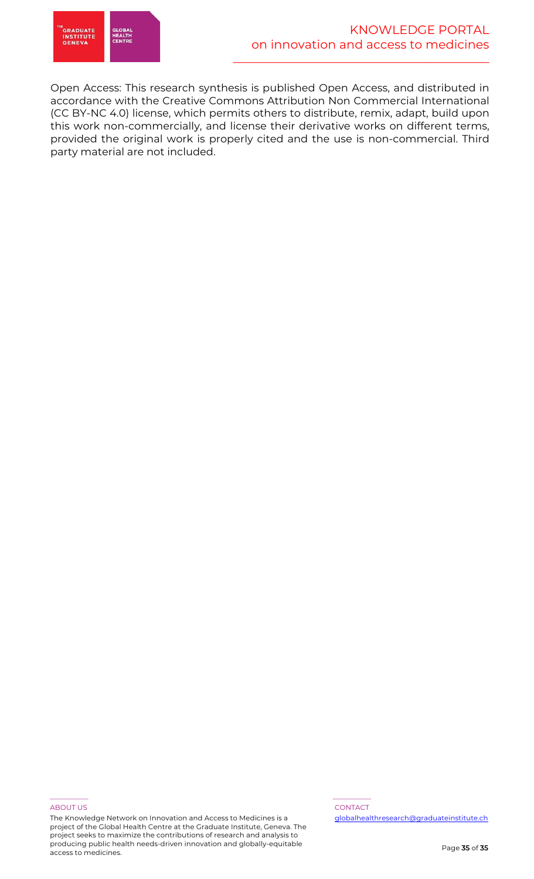Open Access: This research synthesis is published Open Access, and distributed in accordance with the Creative Commons Attribution Non Commercial International (CC BY-NC 4.0) license, which permits others to distribute, remix, adapt, build upon this work non-commercially, and license their derivative works on different terms, provided the original work is properly cited and the use is non-commercial. Third party material are not included.